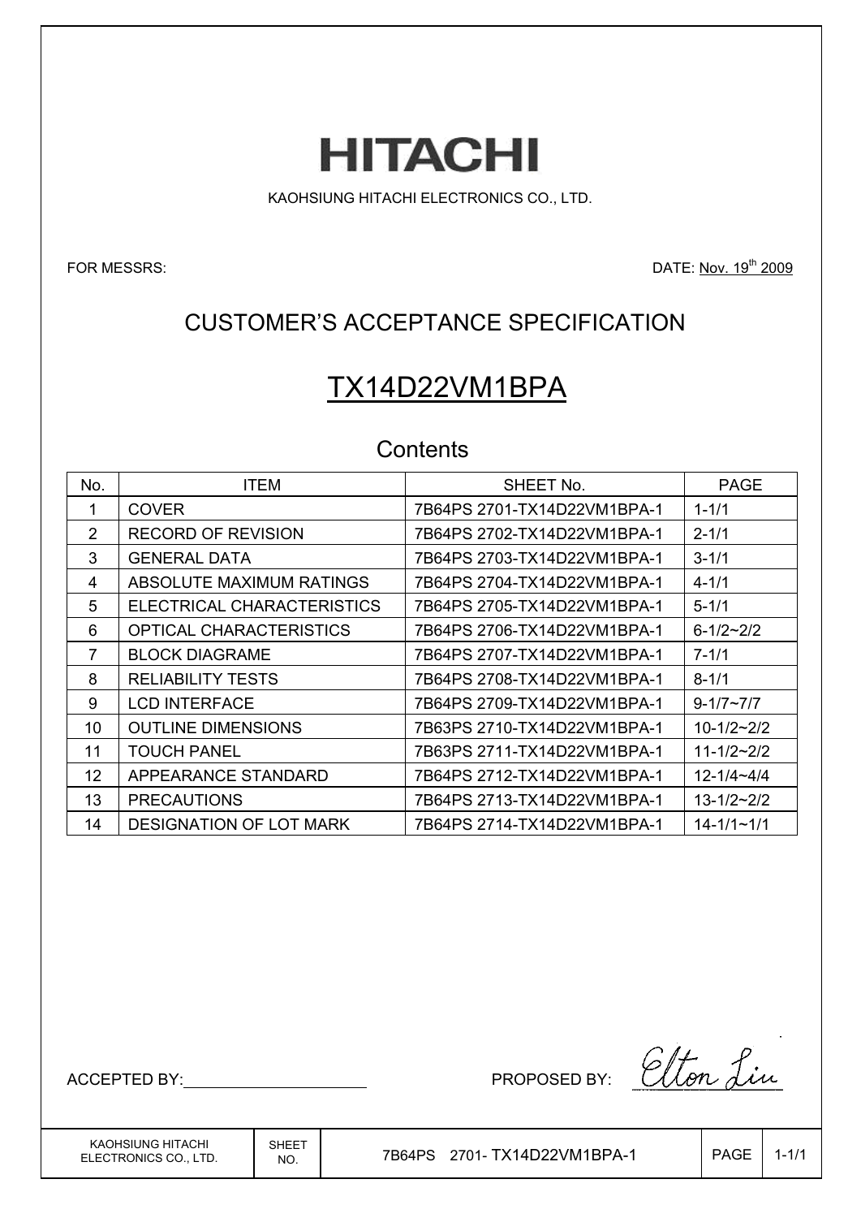# HITACHI

KAOHSIUNG HITACHI ELECTRONICS CO., LTD.

FOR MESSRS:

DATE: Nov. 19th 2009

## CUSTOMER'S ACCEPTANCE SPECIFICATION

## TX14D22VM1BPA

### Contents

| No. | ITEM | SHEET No. | PAGE |
|---|---|---|---|
| 1 | COVER | 7B64PS 2701-TX14D22VM1BPA-1 | 1-1/1 |
| 2 | RECORD OF REVISION | 7B64PS 2702-TX14D22VM1BPA-1 | 2-1/1 |
| 3 | GENERAL DATA | 7B64PS 2703-TX14D22VM1BPA-1 | 3-1/1 |
| 4 | ABSOLUTE MAXIMUM RATINGS | 7B64PS 2704-TX14D22VM1BPA-1 | 4-1/1 |
| 5 | ELECTRICAL CHARACTERISTICS | 7B64PS 2705-TX14D22VM1BPA-1 | 5-1/1 |
| 6 | OPTICAL CHARACTERISTICS | 7B64PS 2706-TX14D22VM1BPA-1 | 6-1/2~2/2 |
| 7 | BLOCK DIAGRAME | 7B64PS 2707-TX14D22VM1BPA-1 | 7-1/1 |
| 8 | RELIABILITY TESTS | 7B64PS 2708-TX14D22VM1BPA-1 | 8-1/1 |
| 9 | LCD INTERFACE | 7B64PS 2709-TX14D22VM1BPA-1 | 9-1/7~7/7 |
| 10 | OUTLINE DIMENSIONS | 7B63PS 2710-TX14D22VM1BPA-1 | 10-1/2~2/2 |
| 11 | TOUCH PANEL | 7B63PS 2711-TX14D22VM1BPA-1 | 11-1/2~2/2 |
| 12 | APPEARANCE STANDARD | 7B64PS 2712-TX14D22VM1BPA-1 | 12-1/4~4/4 |
| 13 | PRECAUTIONS | 7B64PS 2713-TX14D22VM1BPA-1 | 13-1/2~2/2 |
| 14 | DESIGNATION OF LOT MARK | 7B64PS 2714-TX14D22VM1BPA-1 | 14-1/1~1/1 |

ACCEPTED BY: ____________________

PROPOSED BY: Elton Liu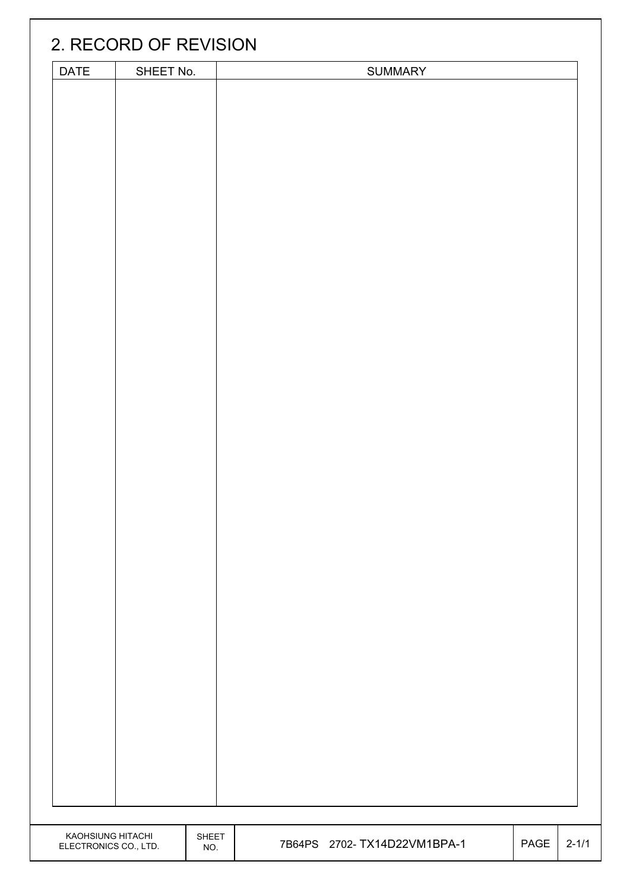## 2. RECORD OF REVISION

| DATE | SHEET No. | SUMMARY |
|---|---|---|
| | | |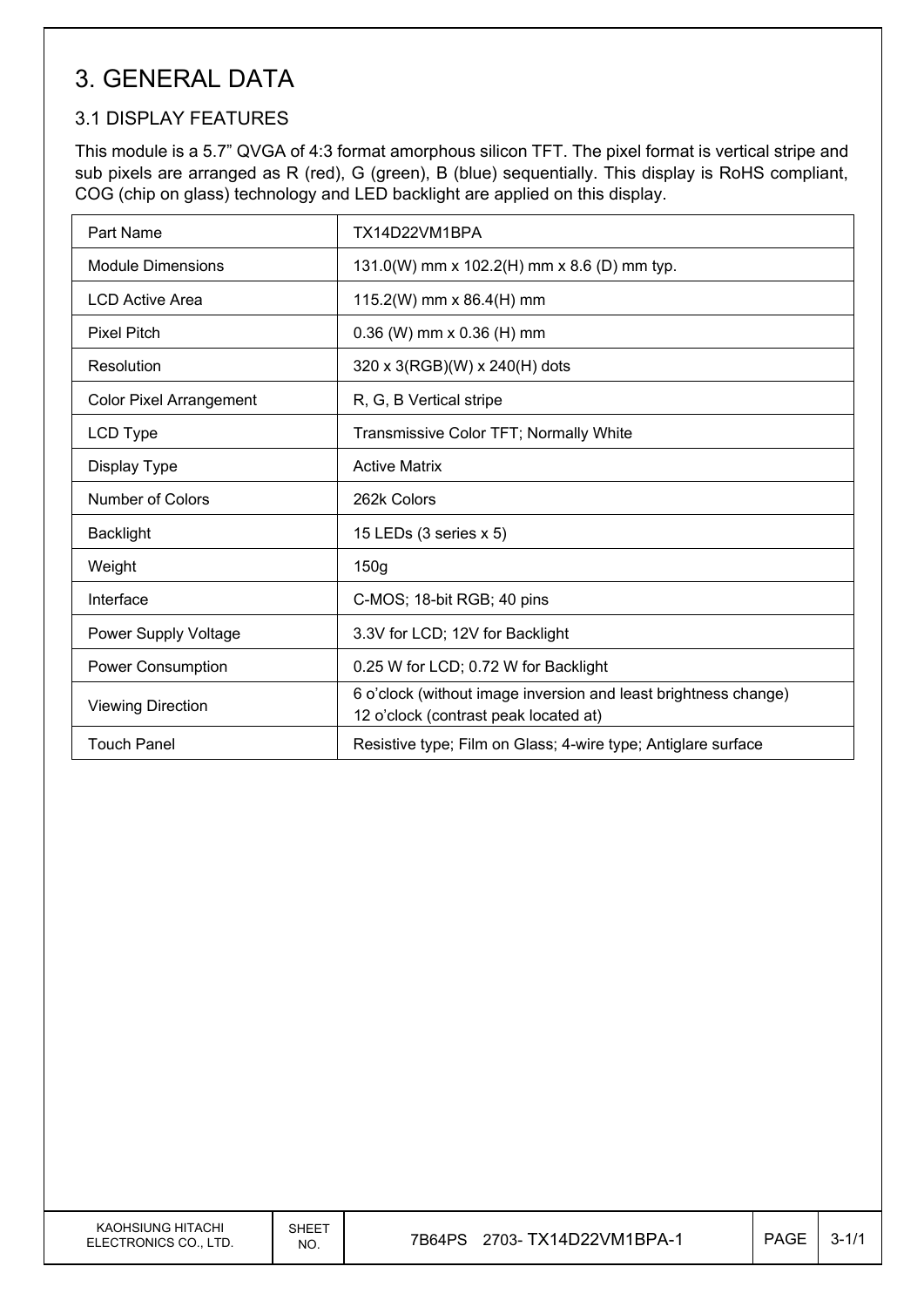# 3. GENERAL DATA

## 3.1 DISPLAY FEATURES

This module is a 5.7" QVGA of 4:3 format amorphous silicon TFT. The pixel format is vertical stripe and sub pixels are arranged as R (red), G (green), B (blue) sequentially. This display is RoHS compliant, COG (chip on glass) technology and LED backlight are applied on this display.

| Part Name | TX14D22VM1BPA |
|---|---|
| Module Dimensions | 131.0(W) mm x 102.2(H) mm x 8.6 (D) mm typ. |
| LCD Active Area | 115.2(W) mm x 86.4(H) mm |
| Pixel Pitch | 0.36 (W) mm x 0.36 (H) mm |
| Resolution | 320 x 3(RGB)(W) x 240(H) dots |
| Color Pixel Arrangement | R, G, B Vertical stripe |
| LCD Type | Transmissive Color TFT; Normally White |
| Display Type | Active Matrix |
| Number of Colors | 262k Colors |
| Backlight | 15 LEDs (3 series x 5) |
| Weight | 150g |
| Interface | C-MOS; 18-bit RGB; 40 pins |
| Power Supply Voltage | 3.3V for LCD; 12V for Backlight |
| Power Consumption | 0.25 W for LCD; 0.72 W for Backlight |
| Viewing Direction | 6 o'clock (without image inversion and least brightness change)<br>12 o'clock (contrast peak located at) |
| Touch Panel | Resistive type; Film on Glass; 4-wire type; Antiglare surface |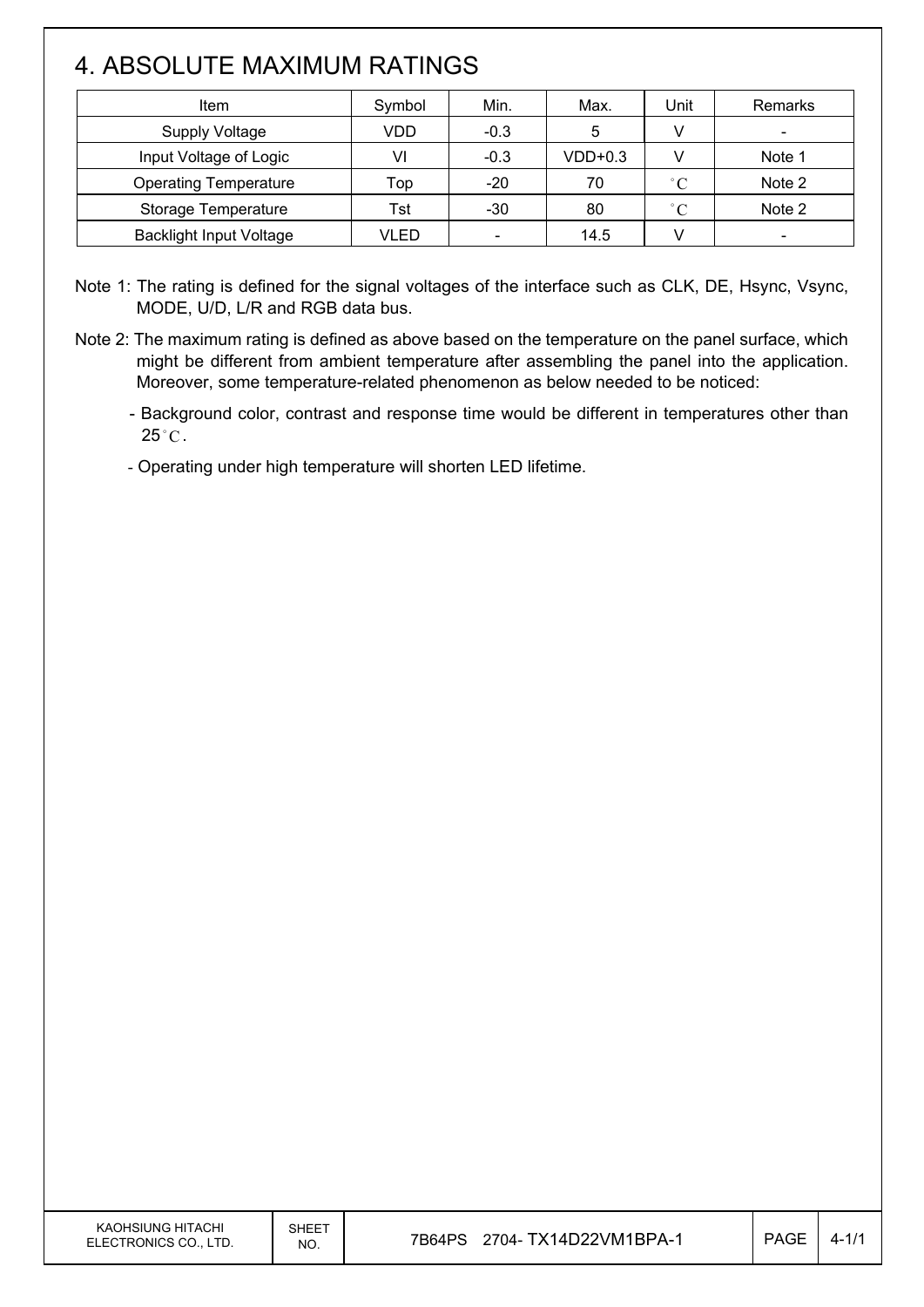# 4. ABSOLUTE MAXIMUM RATINGS

| Item | Symbol | Min. | Max. | Unit | Remarks |
|---|---|---|---|---|---|
| Supply Voltage | VDD | -0.3 | 5 | V | - |
| Input Voltage of Logic | VI | -0.3 | VDD+0.3 | V | Note 1 |
| Operating Temperature | Top | -20 | 70 | °C | Note 2 |
| Storage Temperature | Tst | -30 | 80 | °C | Note 2 |
| Backlight Input Voltage | VLED | - | 14.5 | V | - |

Note 1: The rating is defined for the signal voltages of the interface such as CLK, DE, Hsync, Vsync, MODE, U/D, L/R and RGB data bus.

Note 2: The maximum rating is defined as above based on the temperature on the panel surface, which might be different from ambient temperature after assembling the panel into the application. Moreover, some temperature-related phenomenon as below needed to be noticed:

- Background color, contrast and response time would be different in temperatures other than 25°C.
- Operating under high temperature will shorten LED lifetime.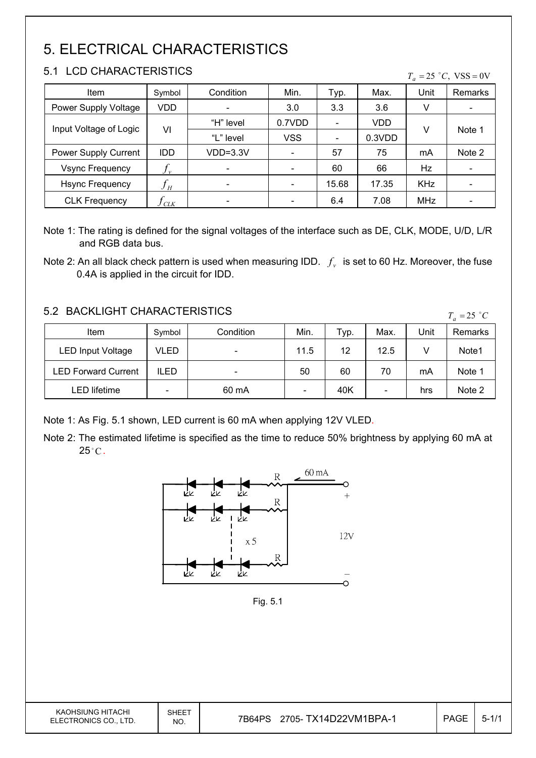# 5. ELECTRICAL CHARACTERISTICS

## 5.1 LCD CHARACTERISTICS

$T_a = 25\ ^\circ C,\ VSS = 0V$

| Item | Symbol | Condition | Min. | Typ. | Max. | Unit | Remarks |
|---|---|---|---|---|---|---|---|
| Power Supply Voltage | VDD | - | 3.0 | 3.3 | 3.6 | V | - |
| Input Voltage of Logic | VI | "H" level | 0.7VDD | - | VDD | V | Note 1 |
| | | "L" level | VSS | - | 0.3VDD | | |
| Power Supply Current | IDD | VDD=3.3V | - | 57 | 75 | mA | Note 2 |
| Vsync Frequency | $f_v$ | - | - | 60 | 66 | Hz | - |
| Hsync Frequency | $f_H$ | - | - | 15.68 | 17.35 | KHz | - |
| CLK Frequency | $f_{CLK}$ | - | - | 6.4 | 7.08 | MHz | - |

Note 1: The rating is defined for the signal voltages of the interface such as DE, CLK, MODE, U/D, L/R and RGB data bus.

Note 2: An all black check pattern is used when measuring IDD. $f_v$ is set to 60 Hz. Moreover, the fuse 0.4A is applied in the circuit for IDD.

## 5.2 BACKLIGHT CHARACTERISTICS

$T_a = 25\ ^\circ C$

| Item | Symbol | Condition | Min. | Typ. | Max. | Unit | Remarks |
|---|---|---|---|---|---|---|---|
| LED Input Voltage | VLED | - | 11.5 | 12 | 12.5 | V | Note1 |
| LED Forward Current | ILED | - | 50 | 60 | 70 | mA | Note 1 |
| LED lifetime | - | 60 mA | - | 40K | - | hrs | Note 2 |

Note 1: As Fig. 5.1 shown, LED current is 60 mA when applying 12V VLED.

Note 2: The estimated lifetime is specified as the time to reduce 50% brightness by applying 60 mA at 25 °C.

Fig. 5.1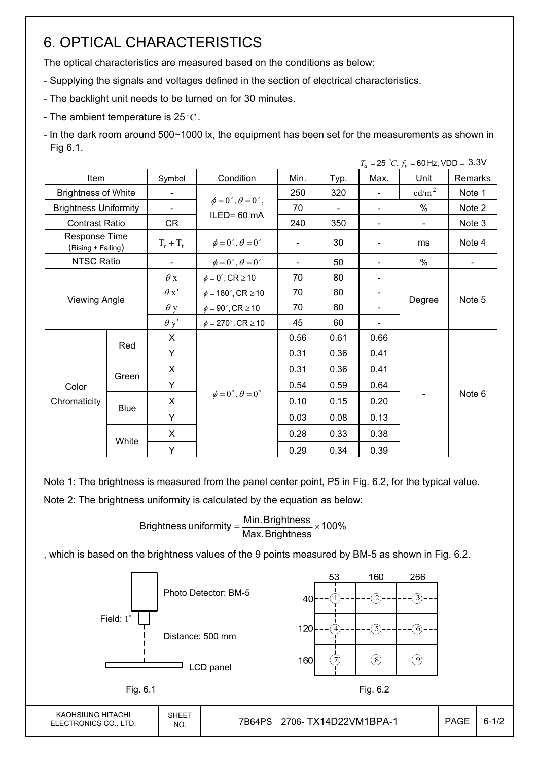# 6. OPTICAL CHARACTERISTICS

The optical characteristics are measured based on the conditions as below:

- Supplying the signals and voltages defined in the section of electrical characteristics.
- The backlight unit needs to be turned on for 30 minutes.
- The ambient temperature is 25°C.
- In the dark room around 500~1000 lx, the equipment has been set for the measurements as shown in Fig 6.1.

$T_a = 25\ ^\circ C$, $f_v = 60$ Hz, VDD = 3.3V

| Item | | Symbol | Condition | Min. | Typ. | Max. | Unit | Remarks |
|---|---|---|---|---|---|---|---|---|
| Brightness of White | | - | $\phi = 0^\circ, \theta = 0^\circ$, ILED= 60 mA | 250 | 320 | - | $cd/m^2$ | Note 1 |
| Brightness Uniformity | | - | | 70 | - | - | % | Note 2 |
| Contrast Ratio | | CR | | 240 | 350 | - | - | Note 3 |
| Response Time (Rising + Falling) | | $T_r + T_f$ | $\phi = 0^\circ, \theta = 0^\circ$ | - | 30 | - | ms | Note 4 |
| NTSC Ratio | | - | $\phi = 0^\circ, \theta = 0^\circ$ | - | 50 | - | % | - |
| Viewing Angle | | $\theta$ x | $\phi = 0^\circ$, CR $\geq 10$ | 70 | 80 | - | Degree | Note 5 |
| | | $\theta$ x' | $\phi = 180^\circ$, CR $\geq 10$ | 70 | 80 | - | | |
| | | $\theta$ y | $\phi = 90^\circ$, CR $\geq 10$ | 70 | 80 | - | | |
| | | $\theta$ y' | $\phi = 270^\circ$, CR $\geq 10$ | 45 | 60 | - | | |
| Color Chromaticity | Red | X | $\phi = 0^\circ, \theta = 0^\circ$ | 0.56 | 0.61 | 0.66 | - | Note 6 |
| | | Y | | 0.31 | 0.36 | 0.41 | | |
| | Green | X | | 0.31 | 0.36 | 0.41 | | |
| | | Y | | 0.54 | 0.59 | 0.64 | | |
| | Blue | X | | 0.10 | 0.15 | 0.20 | | |
| | | Y | | 0.03 | 0.08 | 0.13 | | |
| | White | X | | 0.28 | 0.33 | 0.38 | | |
| | | Y | | 0.29 | 0.34 | 0.39 | | |

Note 1: The brightness is measured from the panel center point, P5 in Fig. 6.2, for the typical value.

Note 2: The brightness uniformity is calculated by the equation as below:

$$\text{Brightness uniformity} = \frac{\text{Min. Brightness}}{\text{Max. Brightness}} \times 100\%$$

, which is based on the brightness values of the 9 points measured by BM-5 as shown in Fig. 6.2.

Photo Detector: BM-5

Field: 1°

Distance: 500 mm

LCD panel

Fig. 6.1

| | 53 | 160 | 266 |
|---|---|---|---|
| 40 | 1 | 2 | 3 |
| 120 | 4 | 5 | 6 |
| 160 | 7 | 8 | 9 |

Fig. 6.2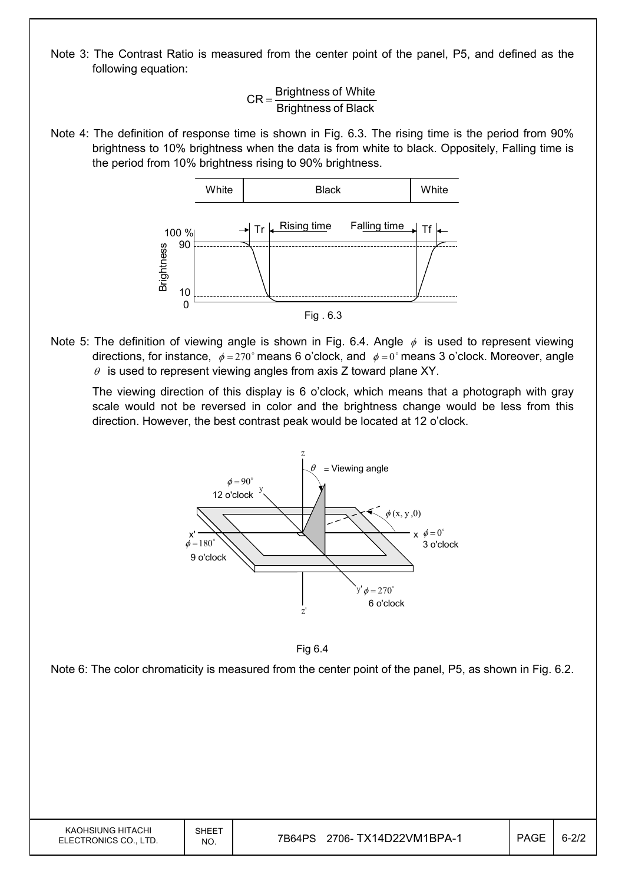Note 3: The Contrast Ratio is measured from the center point of the panel, P5, and defined as the following equation:

$$CR = \frac{\text{Brightness of White}}{\text{Brightness of Black}}$$

Note 4: The definition of response time is shown in Fig. 6.3. The rising time is the period from 90% brightness to 10% brightness when the data is from white to black. Oppositely, Falling time is the period from 10% brightness rising to 90% brightness.

Fig . 6.3

Note 5: The definition of viewing angle is shown in Fig. 6.4. Angle $\phi$ is used to represent viewing directions, for instance, $\phi = 270^\circ$ means 6 o'clock, and $\phi = 0^\circ$ means 3 o'clock. Moreover, angle $\theta$ is used to represent viewing angles from axis Z toward plane XY.

The viewing direction of this display is 6 o'clock, which means that a photograph with gray scale would not be reversed in color and the brightness change would be less from this direction. However, the best contrast peak would be located at 12 o'clock.

Fig 6.4

Note 6: The color chromaticity is measured from the center point of the panel, P5, as shown in Fig. 6.2.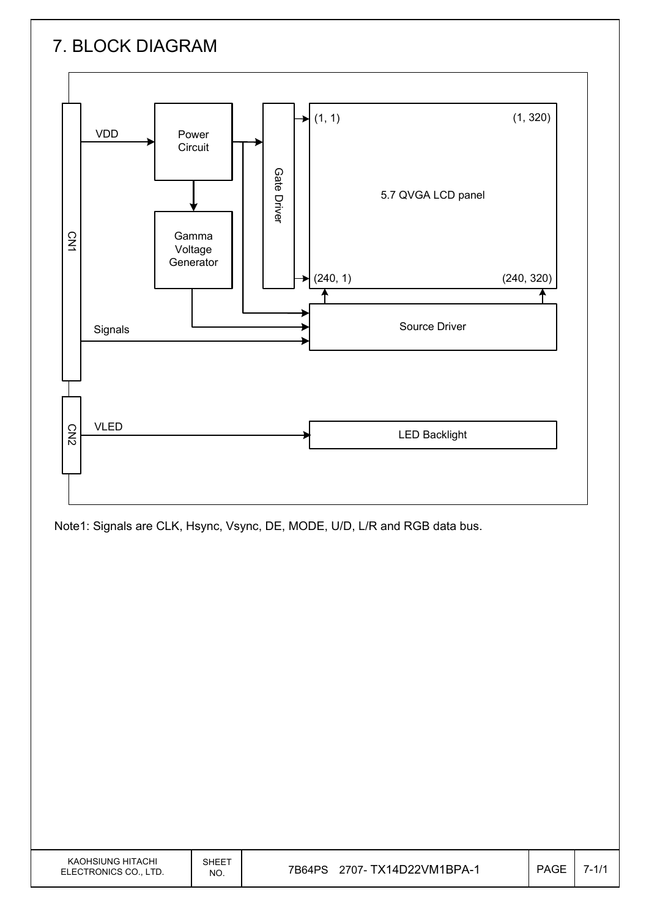# 7. BLOCK DIAGRAM

Note1: Signals are CLK, Hsync, Vsync, DE, MODE, U/D, L/R and RGB data bus.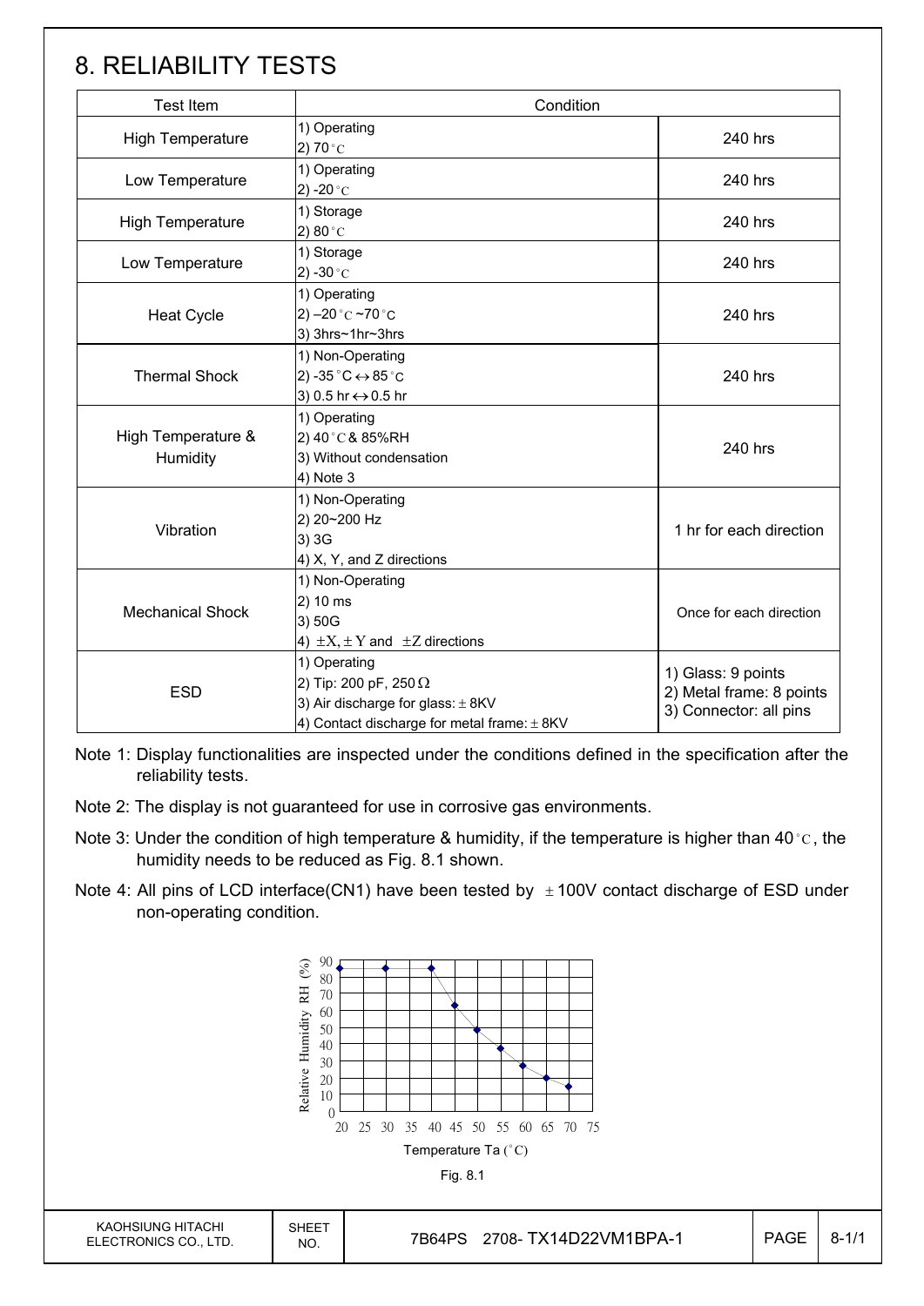# 8. RELIABILITY TESTS

| Test Item | Condition | |
|---|---|---|
| High Temperature | 1) Operating<br>2) 70°C | 240 hrs |
| Low Temperature | 1) Operating<br>2) -20°C | 240 hrs |
| High Temperature | 1) Storage<br>2) 80°C | 240 hrs |
| Low Temperature | 1) Storage<br>2) -30°C | 240 hrs |
| Heat Cycle | 1) Operating<br>2) –20°C ~70°C<br>3) 3hrs~1hr~3hrs | 240 hrs |
| Thermal Shock | 1) Non-Operating<br>2) -35°C ↔ 85°C<br>3) 0.5 hr ↔ 0.5 hr | 240 hrs |
| High Temperature & Humidity | 1) Operating<br>2) 40°C & 85%RH<br>3) Without condensation<br>4) Note 3 | 240 hrs |
| Vibration | 1) Non-Operating<br>2) 20~200 Hz<br>3) 3G<br>4) X, Y, and Z directions | 1 hr for each direction |
| Mechanical Shock | 1) Non-Operating<br>2) 10 ms<br>3) 50G<br>4) ±X, ±Y and ±Z directions | Once for each direction |
| ESD | 1) Operating<br>2) Tip: 200 pF, 250 Ω<br>3) Air discharge for glass: ± 8KV<br>4) Contact discharge for metal frame: ± 8KV | 1) Glass: 9 points<br>2) Metal frame: 8 points<br>3) Connector: all pins |

Note 1: Display functionalities are inspected under the conditions defined in the specification after the reliability tests.

Note 2: The display is not guaranteed for use in corrosive gas environments.

Note 3: Under the condition of high temperature & humidity, if the temperature is higher than 40°C, the humidity needs to be reduced as Fig. 8.1 shown.

Note 4: All pins of LCD interface(CN1) have been tested by ±100V contact discharge of ESD under non-operating condition.

Fig. 8.1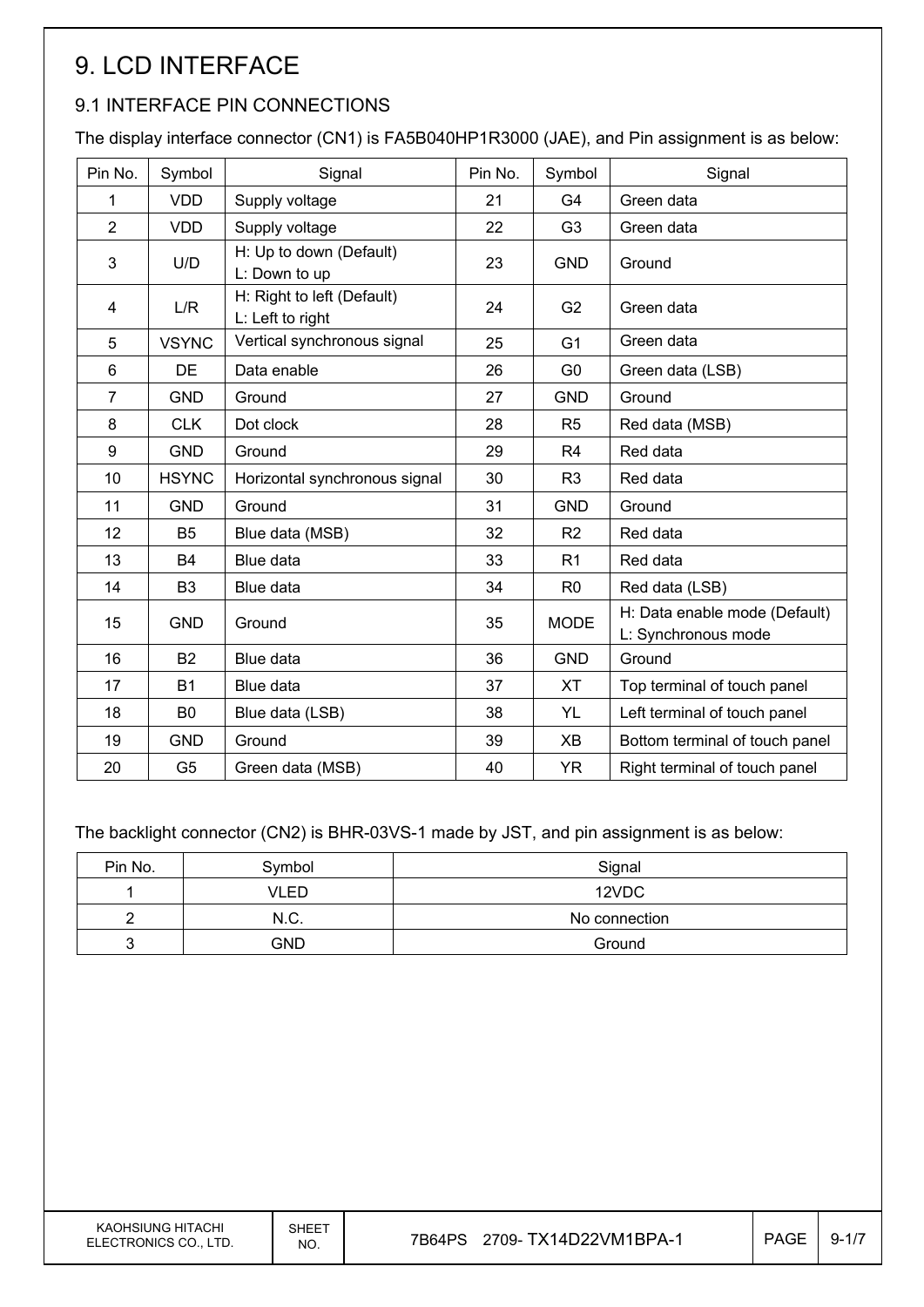# 9. LCD INTERFACE

## 9.1 INTERFACE PIN CONNECTIONS

The display interface connector (CN1) is FA5B040HP1R3000 (JAE), and Pin assignment is as below:

| Pin No. | Symbol | Signal | Pin No. | Symbol | Signal |
|---|---|---|---|---|---|
| 1 | VDD | Supply voltage | 21 | G4 | Green data |
| 2 | VDD | Supply voltage | 22 | G3 | Green data |
| 3 | U/D | H: Up to down (Default)<br>L: Down to up | 23 | GND | Ground |
| 4 | L/R | H: Right to left (Default)<br>L: Left to right | 24 | G2 | Green data |
| 5 | VSYNC | Vertical synchronous signal | 25 | G1 | Green data |
| 6 | DE | Data enable | 26 | G0 | Green data (LSB) |
| 7 | GND | Ground | 27 | GND | Ground |
| 8 | CLK | Dot clock | 28 | R5 | Red data (MSB) |
| 9 | GND | Ground | 29 | R4 | Red data |
| 10 | HSYNC | Horizontal synchronous signal | 30 | R3 | Red data |
| 11 | GND | Ground | 31 | GND | Ground |
| 12 | B5 | Blue data (MSB) | 32 | R2 | Red data |
| 13 | B4 | Blue data | 33 | R1 | Red data |
| 14 | B3 | Blue data | 34 | R0 | Red data (LSB) |
| 15 | GND | Ground | 35 | MODE | H: Data enable mode (Default)<br>L: Synchronous mode |
| 16 | B2 | Blue data | 36 | GND | Ground |
| 17 | B1 | Blue data | 37 | XT | Top terminal of touch panel |
| 18 | B0 | Blue data (LSB) | 38 | YL | Left terminal of touch panel |
| 19 | GND | Ground | 39 | XB | Bottom terminal of touch panel |
| 20 | G5 | Green data (MSB) | 40 | YR | Right terminal of touch panel |

The backlight connector (CN2) is BHR-03VS-1 made by JST, and pin assignment is as below:

| Pin No. | Symbol | Signal |
|---|---|---|
| 1 | VLED | 12VDC |
| 2 | N.C. | No connection |
| 3 | GND | Ground |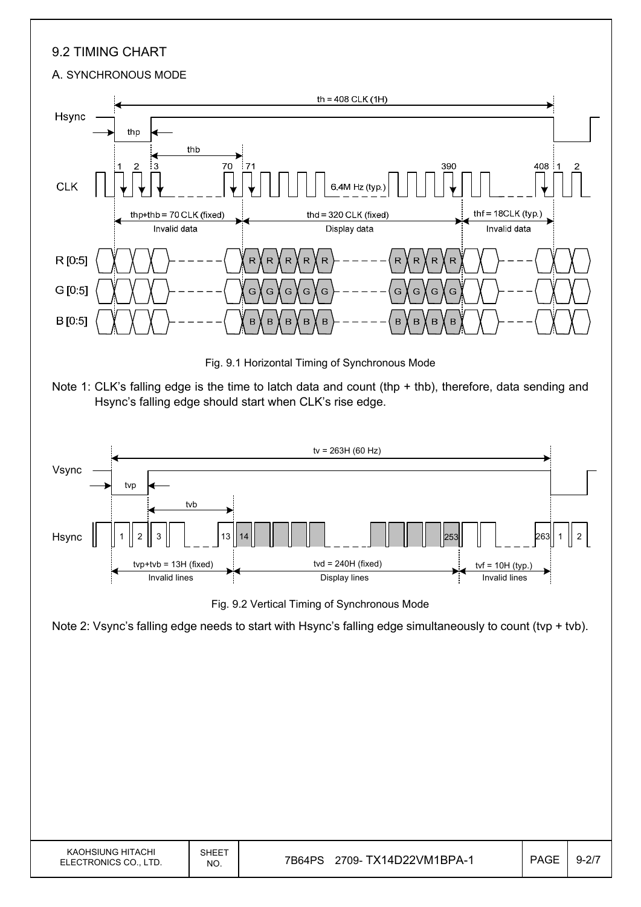## 9.2 TIMING CHART

### A. SYNCHRONOUS MODE

Fig. 9.1 Horizontal Timing of Synchronous Mode

Note 1: CLK's falling edge is the time to latch data and count (thp + thb), therefore, data sending and Hsync's falling edge should start when CLK's rise edge.

Fig. 9.2 Vertical Timing of Synchronous Mode

Note 2: Vsync's falling edge needs to start with Hsync's falling edge simultaneously to count (tvp + tvb).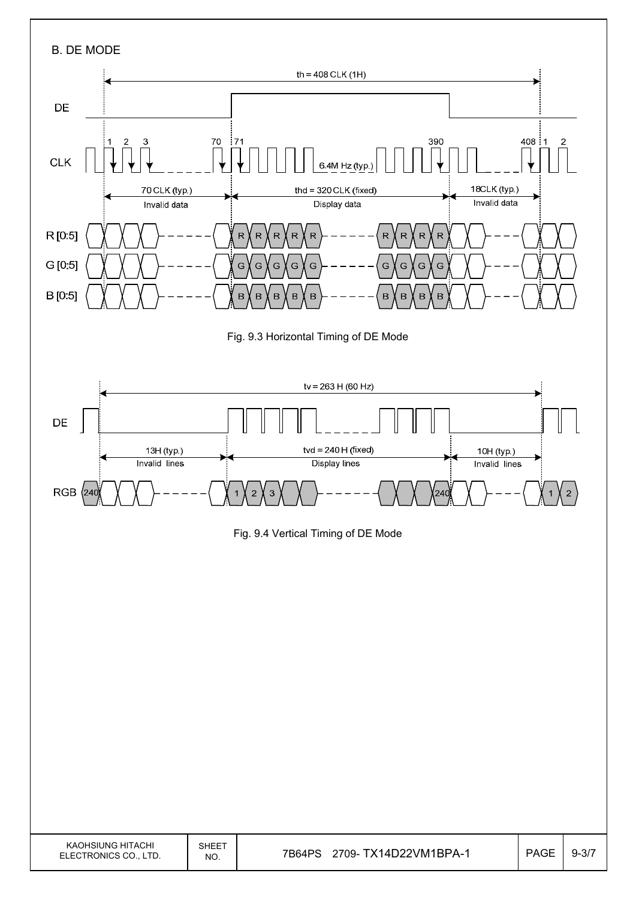B. DE MODE

th = 408 CLK (1H)

DE

CLK

1 2 3 70 71 390 408 1 2

6.4M Hz (typ.)

70 CLK (typ.) — Invalid data

thd = 320 CLK (fixed) — Display data

18CLK (typ.) — Invalid data

R [0:5]

G [0:5]

B [0:5]

Fig. 9.3 Horizontal Timing of DE Mode

tv = 263 H (60 Hz)

DE

13H (typ.) — Invalid lines

tvd = 240 H (fixed) — Display lines

10H (typ.) — Invalid lines

RGB 240 1 2 3 240 1 2

Fig. 9.4 Vertical Timing of DE Mode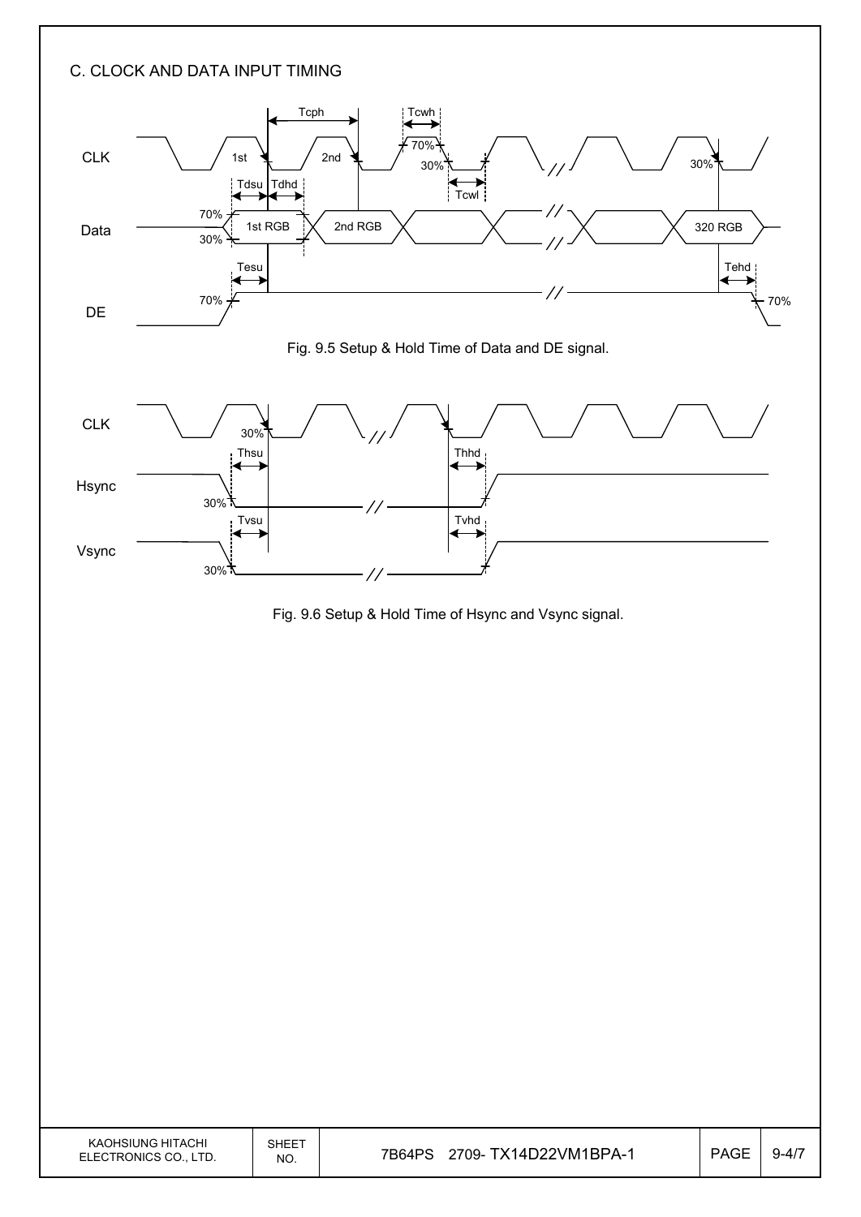## C. CLOCK AND DATA INPUT TIMING

Fig. 9.5 Setup & Hold Time of Data and DE signal.

Fig. 9.6 Setup & Hold Time of Hsync and Vsync signal.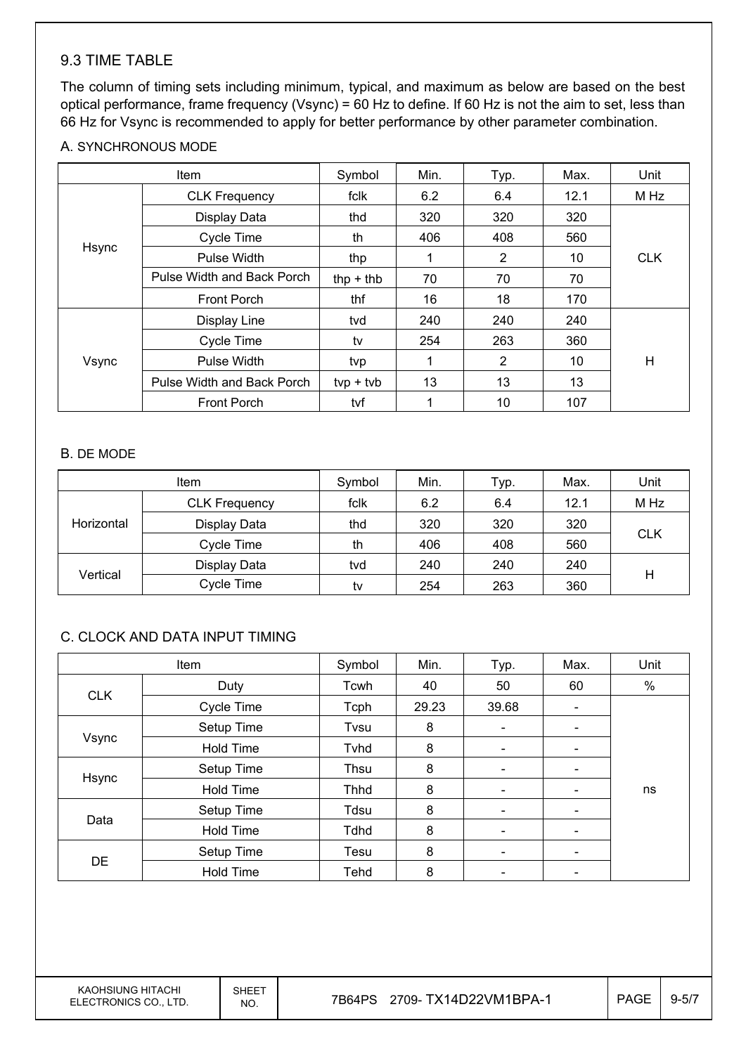## 9.3 TIME TABLE

The column of timing sets including minimum, typical, and maximum as below are based on the best optical performance, frame frequency (Vsync) = 60 Hz to define. If 60 Hz is not the aim to set, less than 66 Hz for Vsync is recommended to apply for better performance by other parameter combination.

### A. SYNCHRONOUS MODE

| Item | | Symbol | Min. | Typ. | Max. | Unit |
|---|---|---|---|---|---|---|
| Hsync | CLK Frequency | fclk | 6.2 | 6.4 | 12.1 | M Hz |
| | Display Data | thd | 320 | 320 | 320 | CLK |
| | Cycle Time | th | 406 | 408 | 560 | |
| | Pulse Width | thp | 1 | 2 | 10 | |
| | Pulse Width and Back Porch | thp + thb | 70 | 70 | 70 | |
| | Front Porch | thf | 16 | 18 | 170 | |
| Vsync | Display Line | tvd | 240 | 240 | 240 | H |
| | Cycle Time | tv | 254 | 263 | 360 | |
| | Pulse Width | tvp | 1 | 2 | 10 | |
| | Pulse Width and Back Porch | tvp + tvb | 13 | 13 | 13 | |
| | Front Porch | tvf | 1 | 10 | 107 | |

### B. DE MODE

| Item | | Symbol | Min. | Typ. | Max. | Unit |
|---|---|---|---|---|---|---|
| Horizontal | CLK Frequency | fclk | 6.2 | 6.4 | 12.1 | M Hz |
| | Display Data | thd | 320 | 320 | 320 | CLK |
| | Cycle Time | th | 406 | 408 | 560 | |
| Vertical | Display Data | tvd | 240 | 240 | 240 | H |
| | Cycle Time | tv | 254 | 263 | 360 | |

### C. CLOCK AND DATA INPUT TIMING

| Item | | Symbol | Min. | Typ. | Max. | Unit |
|---|---|---|---|---|---|---|
| CLK | Duty | Tcwh | 40 | 50 | 60 | % |
| | Cycle Time | Tcph | 29.23 | 39.68 | - | ns |
| Vsync | Setup Time | Tvsu | 8 | - | - | |
| | Hold Time | Tvhd | 8 | - | - | |
| Hsync | Setup Time | Thsu | 8 | - | - | |
| | Hold Time | Thhd | 8 | - | - | |
| Data | Setup Time | Tdsu | 8 | - | - | |
| | Hold Time | Tdhd | 8 | - | - | |
| DE | Setup Time | Tesu | 8 | - | - | |
| | Hold Time | Tehd | 8 | - | - | |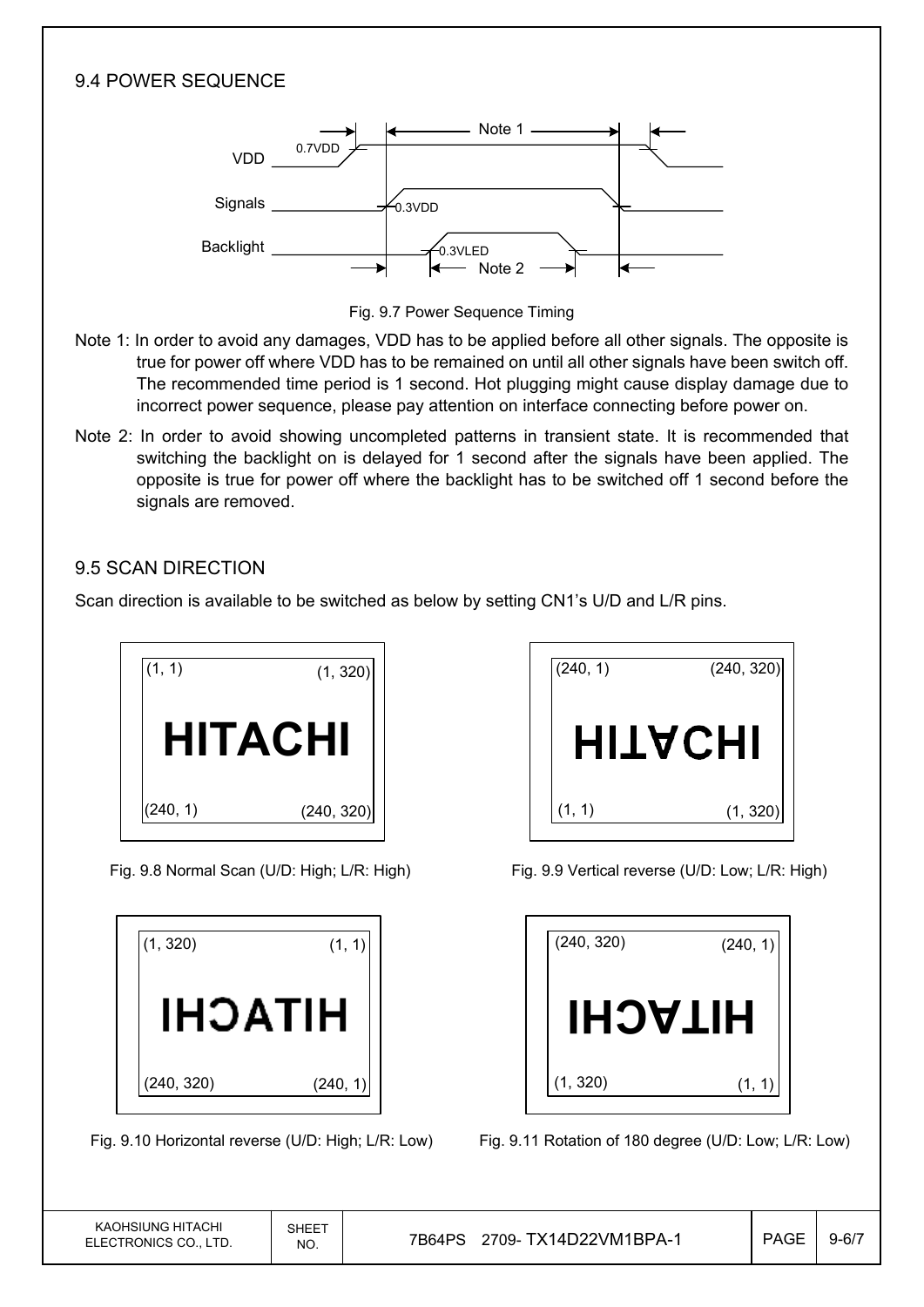## 9.4 POWER SEQUENCE

Fig. 9.7 Power Sequence Timing

Note 1: In order to avoid any damages, VDD has to be applied before all other signals. The opposite is true for power off where VDD has to be remained on until all other signals have been switch off. The recommended time period is 1 second. Hot plugging might cause display damage due to incorrect power sequence, please pay attention on interface connecting before power on.

Note 2: In order to avoid showing uncompleted patterns in transient state. It is recommended that switching the backlight on is delayed for 1 second after the signals have been applied. The opposite is true for power off where the backlight has to be switched off 1 second before the signals are removed.

## 9.5 SCAN DIRECTION

Scan direction is available to be switched as below by setting CN1's U/D and L/R pins.

Fig. 9.8 Normal Scan (U/D: High; L/R: High)

Fig. 9.9 Vertical reverse (U/D: Low; L/R: High)

Fig. 9.10 Horizontal reverse (U/D: High; L/R: Low)

Fig. 9.11 Rotation of 180 degree (U/D: Low; L/R: Low)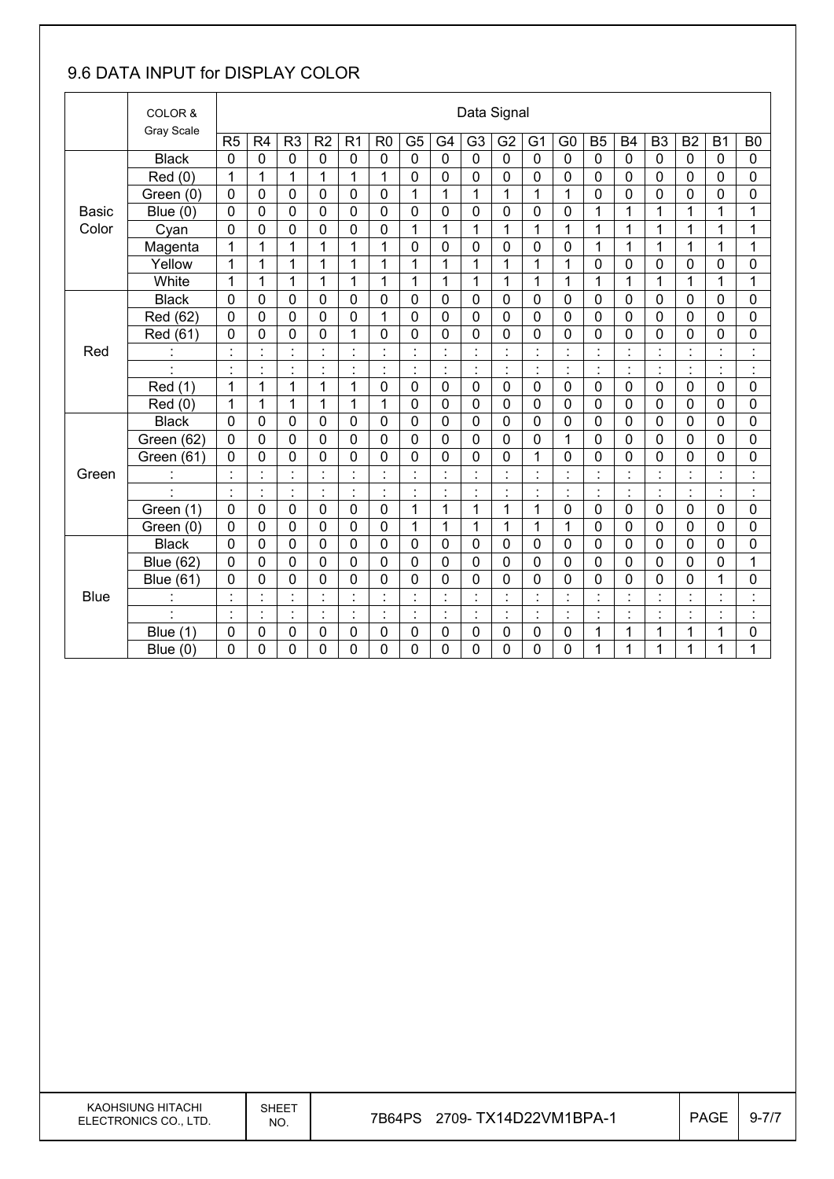## 9.6 DATA INPUT for DISPLAY COLOR

| | COLOR & Gray Scale | Data Signal | | | | | | | | | | | | | | | | | |
|---|---|---|---|---|---|---|---|---|---|---|---|---|---|---|---|---|---|---|---|
| | | R5 | R4 | R3 | R2 | R1 | R0 | G5 | G4 | G3 | G2 | G1 | G0 | B5 | B4 | B3 | B2 | B1 | B0 |
| Basic Color | Black | 0 | 0 | 0 | 0 | 0 | 0 | 0 | 0 | 0 | 0 | 0 | 0 | 0 | 0 | 0 | 0 | 0 | 0 |
| | Red (0) | 1 | 1 | 1 | 1 | 1 | 1 | 0 | 0 | 0 | 0 | 0 | 0 | 0 | 0 | 0 | 0 | 0 | 0 |
| | Green (0) | 0 | 0 | 0 | 0 | 0 | 0 | 1 | 1 | 1 | 1 | 1 | 1 | 0 | 0 | 0 | 0 | 0 | 0 |
| | Blue (0) | 0 | 0 | 0 | 0 | 0 | 0 | 0 | 0 | 0 | 0 | 0 | 0 | 1 | 1 | 1 | 1 | 1 | 1 |
| | Cyan | 0 | 0 | 0 | 0 | 0 | 0 | 1 | 1 | 1 | 1 | 1 | 1 | 1 | 1 | 1 | 1 | 1 | 1 |
| | Magenta | 1 | 1 | 1 | 1 | 1 | 1 | 0 | 0 | 0 | 0 | 0 | 0 | 1 | 1 | 1 | 1 | 1 | 1 |
| | Yellow | 1 | 1 | 1 | 1 | 1 | 1 | 1 | 1 | 1 | 1 | 1 | 1 | 0 | 0 | 0 | 0 | 0 | 0 |
| | White | 1 | 1 | 1 | 1 | 1 | 1 | 1 | 1 | 1 | 1 | 1 | 1 | 1 | 1 | 1 | 1 | 1 | 1 |
| Red | Black | 0 | 0 | 0 | 0 | 0 | 0 | 0 | 0 | 0 | 0 | 0 | 0 | 0 | 0 | 0 | 0 | 0 | 0 |
| | Red (62) | 0 | 0 | 0 | 0 | 0 | 1 | 0 | 0 | 0 | 0 | 0 | 0 | 0 | 0 | 0 | 0 | 0 | 0 |
| | Red (61) | 0 | 0 | 0 | 0 | 1 | 0 | 0 | 0 | 0 | 0 | 0 | 0 | 0 | 0 | 0 | 0 | 0 | 0 |
| | : | : | : | : | : | : | : | : | : | : | : | : | : | : | : | : | : | : | : |
| | : | : | : | : | : | : | : | : | : | : | : | : | : | : | : | : | : | : | : |
| | Red (1) | 1 | 1 | 1 | 1 | 1 | 0 | 0 | 0 | 0 | 0 | 0 | 0 | 0 | 0 | 0 | 0 | 0 | 0 |
| | Red (0) | 1 | 1 | 1 | 1 | 1 | 1 | 0 | 0 | 0 | 0 | 0 | 0 | 0 | 0 | 0 | 0 | 0 | 0 |
| Green | Black | 0 | 0 | 0 | 0 | 0 | 0 | 0 | 0 | 0 | 0 | 0 | 0 | 0 | 0 | 0 | 0 | 0 | 0 |
| | Green (62) | 0 | 0 | 0 | 0 | 0 | 0 | 0 | 0 | 0 | 0 | 0 | 1 | 0 | 0 | 0 | 0 | 0 | 0 |
| | Green (61) | 0 | 0 | 0 | 0 | 0 | 0 | 0 | 0 | 0 | 0 | 1 | 0 | 0 | 0 | 0 | 0 | 0 | 0 |
| | : | : | : | : | : | : | : | : | : | : | : | : | : | : | : | : | : | : | : |
| | : | : | : | : | : | : | : | : | : | : | : | : | : | : | : | : | : | : | : |
| | Green (1) | 0 | 0 | 0 | 0 | 0 | 0 | 1 | 1 | 1 | 1 | 1 | 0 | 0 | 0 | 0 | 0 | 0 | 0 |
| | Green (0) | 0 | 0 | 0 | 0 | 0 | 0 | 1 | 1 | 1 | 1 | 1 | 1 | 0 | 0 | 0 | 0 | 0 | 0 |
| Blue | Black | 0 | 0 | 0 | 0 | 0 | 0 | 0 | 0 | 0 | 0 | 0 | 0 | 0 | 0 | 0 | 0 | 0 | 0 |
| | Blue (62) | 0 | 0 | 0 | 0 | 0 | 0 | 0 | 0 | 0 | 0 | 0 | 0 | 0 | 0 | 0 | 0 | 0 | 1 |
| | Blue (61) | 0 | 0 | 0 | 0 | 0 | 0 | 0 | 0 | 0 | 0 | 0 | 0 | 0 | 0 | 0 | 0 | 1 | 0 |
| | : | : | : | : | : | : | : | : | : | : | : | : | : | : | : | : | : | : | : |
| | : | : | : | : | : | : | : | : | : | : | : | : | : | : | : | : | : | : | : |
| | Blue (1) | 0 | 0 | 0 | 0 | 0 | 0 | 0 | 0 | 0 | 0 | 0 | 0 | 1 | 1 | 1 | 1 | 1 | 0 |
| | Blue (0) | 0 | 0 | 0 | 0 | 0 | 0 | 0 | 0 | 0 | 0 | 0 | 0 | 1 | 1 | 1 | 1 | 1 | 1 |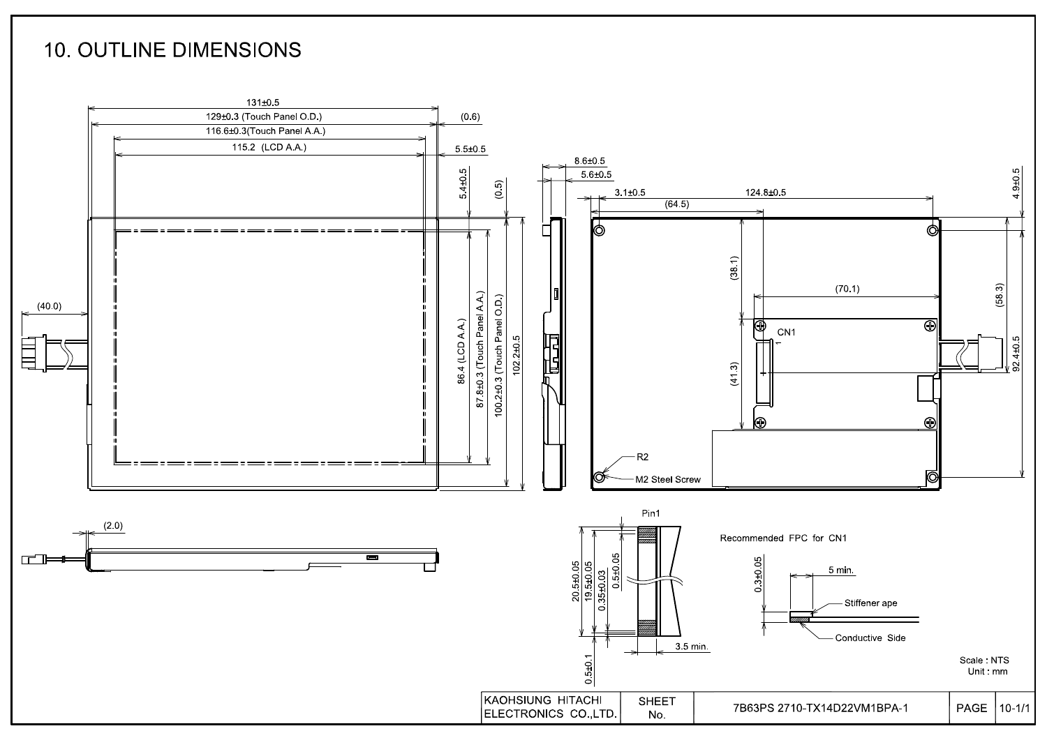# 10. OUTLINE DIMENSIONS

131±0.5
129±0.3 (Touch Panel O.D.)
116.6±0.3(Touch Panel A.A.)
115.2 (LCD A.A.)
(0.6)
5.5±0.5
5.4±0.5
(0.5)
86.4 (LCD A.A.)
87.8±0.3 (Touch Panel A.A.)
100.2±0.3 (Touch Panel O.D.)
102.2±0.5
(40.0)
8.6±0.5
5.6±0.5
3.1±0.5
124.8±0.5
(64.5)
4.9±0.5
(38.1)
(70.1)
(58.3)
CN1
1
(41.3)
92.4±0.5
R2
M2 Steel Screw
(2.0)

Pin1
20.5±0.05
19.5±0.03
0.35±0.03
0.5±0.05
0.5±0.1
3.5 min.

Recommended FPC for CN1

0.3±0.05
5 min.
Stiffener ape
Conductive Side

Scale : NTS
Unit : mm

| KAOHSIUNG HITACHI ELECTRONICS CO.,LTD. | SHEET No. | 7B63PS 2710-TX14D22VM1BPA-1 | PAGE | 10-1/1 |
|---|---|---|---|---|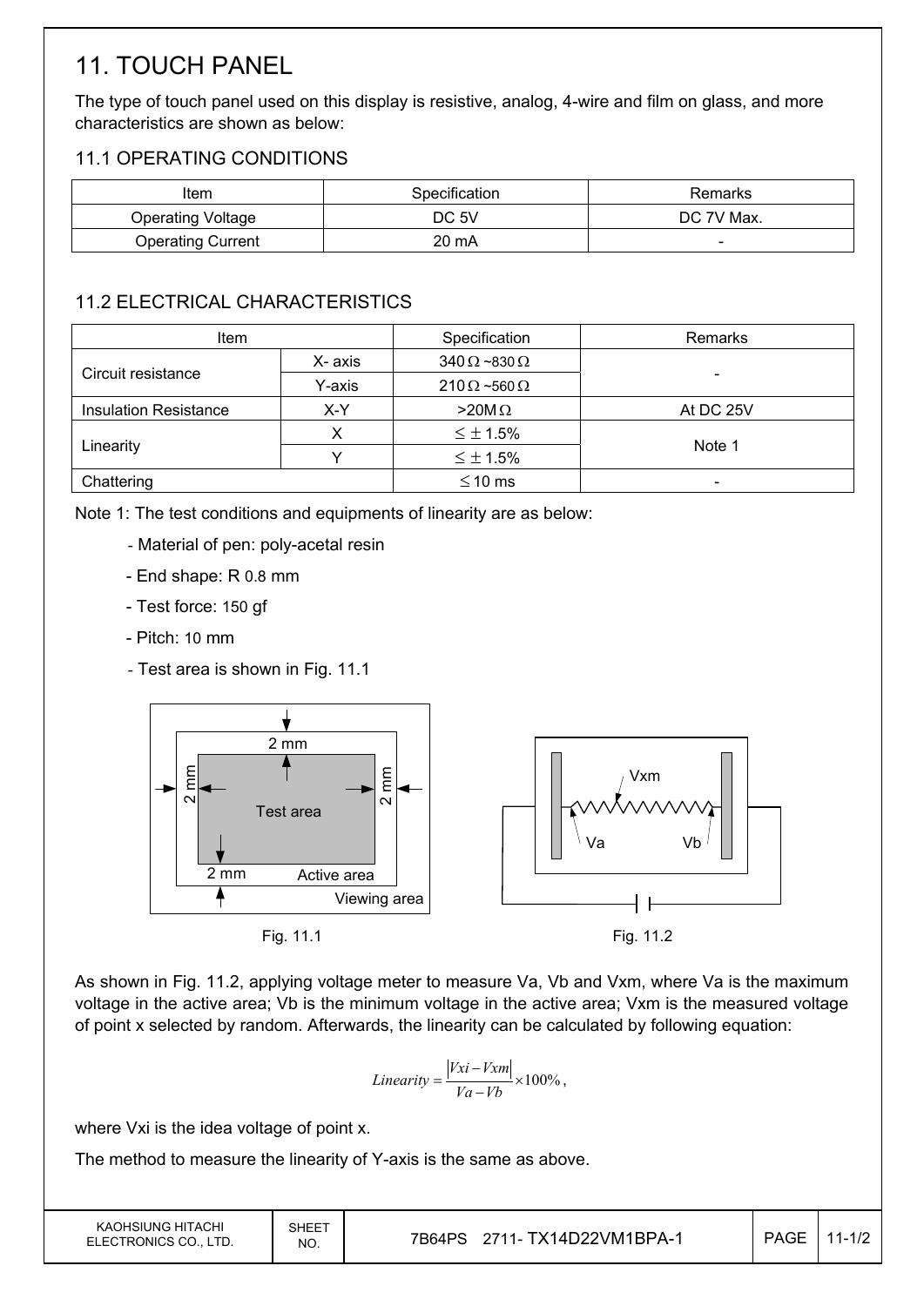# 11. TOUCH PANEL

The type of touch panel used on this display is resistive, analog, 4-wire and film on glass, and more characteristics are shown as below:

## 11.1 OPERATING CONDITIONS

| Item | Specification | Remarks |
|---|---|---|
| Operating Voltage | DC 5V | DC 7V Max. |
| Operating Current | 20 mA | - |

## 11.2 ELECTRICAL CHARACTERISTICS

| Item | | Specification | Remarks |
|---|---|---|---|
| Circuit resistance | X- axis | 340Ω ~830Ω | - |
| | Y-axis | 210Ω ~560Ω | |
| Insulation Resistance | X-Y | >20MΩ | At DC 25V |
| Linearity | X | ≤ ± 1.5% | Note 1 |
| | Y | ≤ ± 1.5% | |
| Chattering | | ≤10 ms | - |

Note 1: The test conditions and equipments of linearity are as below:

- Material of pen: poly-acetal resin
- End shape: R 0.8 mm
- Test force: 150 gf
- Pitch: 10 mm
- Test area is shown in Fig. 11.1

Fig. 11.1

Fig. 11.2

As shown in Fig. 11.2, applying voltage meter to measure Va, Vb and Vxm, where Va is the maximum voltage in the active area; Vb is the minimum voltage in the active area; Vxm is the measured voltage of point x selected by random. Afterwards, the linearity can be calculated by following equation:

$$Linearity = \frac{|Vxi - Vxm|}{Va - Vb} \times 100\%,$$

where Vxi is the idea voltage of point x.

The method to measure the linearity of Y-axis is the same as above.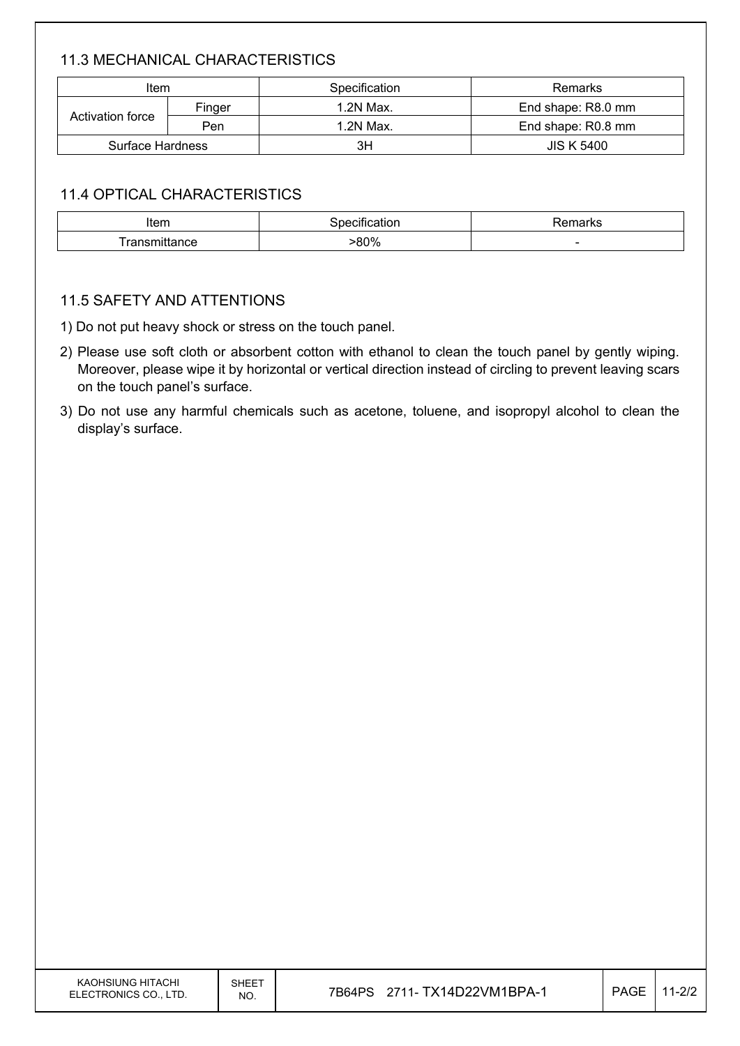### 11.3 MECHANICAL CHARACTERISTICS

| Item | | Specification | Remarks |
|---|---|---|---|
| Activation force | Finger | 1.2N Max. | End shape: R8.0 mm |
| | Pen | 1.2N Max. | End shape: R0.8 mm |
| Surface Hardness | | 3H | JIS K 5400 |

### 11.4 OPTICAL CHARACTERISTICS

| Item | Specification | Remarks |
|---|---|---|
| Transmittance | >80% | - |

### 11.5 SAFETY AND ATTENTIONS

1) Do not put heavy shock or stress on the touch panel.
2) Please use soft cloth or absorbent cotton with ethanol to clean the touch panel by gently wiping. Moreover, please wipe it by horizontal or vertical direction instead of circling to prevent leaving scars on the touch panel's surface.
3) Do not use any harmful chemicals such as acetone, toluene, and isopropyl alcohol to clean the display's surface.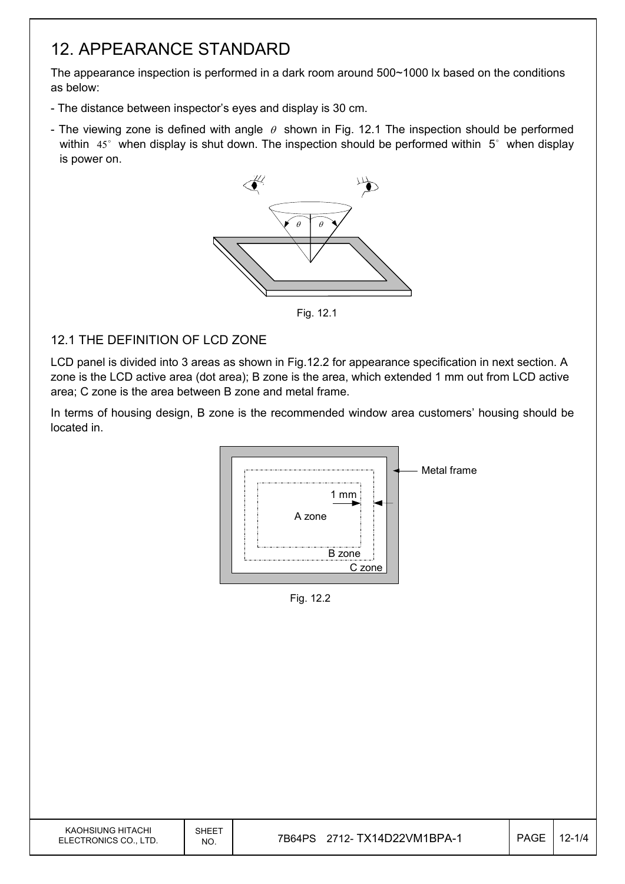# 12. APPEARANCE STANDARD

The appearance inspection is performed in a dark room around 500~1000 lx based on the conditions as below:

- The distance between inspector's eyes and display is 30 cm.
- The viewing zone is defined with angle $\theta$ shown in Fig. 12.1 The inspection should be performed within $45^{\circ}$ when display is shut down. The inspection should be performed within $5^{\circ}$ when display is power on.

Fig. 12.1

## 12.1 THE DEFINITION OF LCD ZONE

LCD panel is divided into 3 areas as shown in Fig.12.2 for appearance specification in next section. A zone is the LCD active area (dot area); B zone is the area, which extended 1 mm out from LCD active area; C zone is the area between B zone and metal frame.

In terms of housing design, B zone is the recommended window area customers' housing should be located in.

Fig. 12.2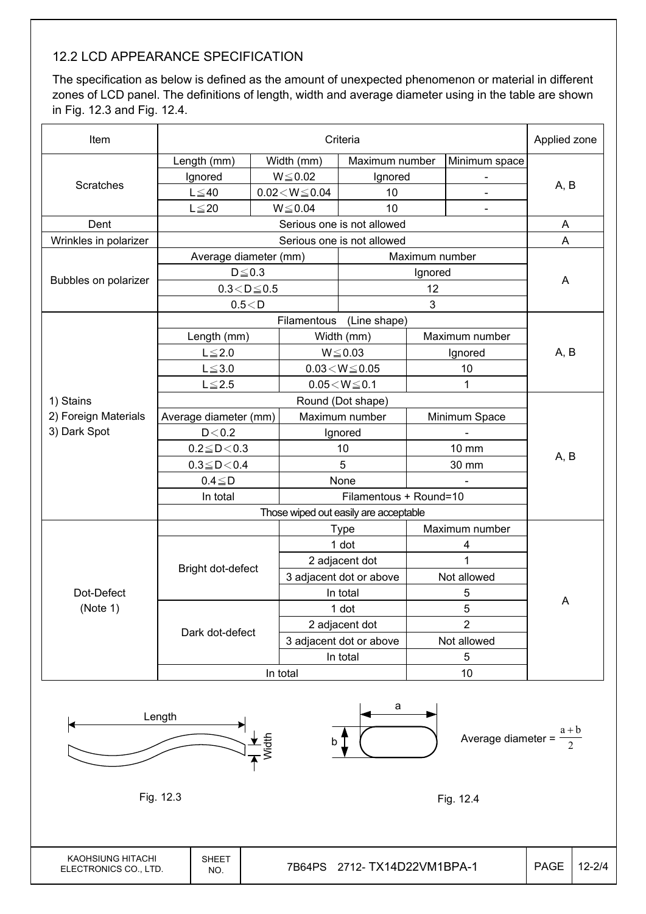## 12.2 LCD APPEARANCE SPECIFICATION

The specification as below is defined as the amount of unexpected phenomenon or material in different zones of LCD panel. The definitions of length, width and average diameter using in the table are shown in Fig. 12.3 and Fig. 12.4.

| Item | Criteria | | | | Applied zone |
|---|---|---|---|---|---|
| Scratches | Length (mm) | Width (mm) | Maximum number | Minimum space | A, B |
| | Ignored | W≦0.02 | Ignored | - | |
| | L≦40 | 0.02＜W≦0.04 | 10 | - | |
| | L≦20 | W≦0.04 | 10 | - | |
| Dent | Serious one is not allowed | | | | A |
| Wrinkles in polarizer | Serious one is not allowed | | | | A |
| Bubbles on polarizer | Average diameter (mm) | | Maximum number | | A |
| | D≦0.3 | | Ignored | | |
| | 0.3＜D≦0.5 | | 12 | | |
| | 0.5＜D | | 3 | | |
| 1) Stains<br>2) Foreign Materials<br>3) Dark Spot | Filamentous (Line shape) | | | | A, B |
| | Length (mm) | Width (mm) | Maximum number | | |
| | L≦2.0 | W≦0.03 | Ignored | | |
| | L≦3.0 | 0.03＜W≦0.05 | 10 | | |
| | L≦2.5 | 0.05＜W≦0.1 | 1 | | |
| | Round (Dot shape) | | | | A, B |
| | Average diameter (mm) | Maximum number | Minimum Space | | |
| | D＜0.2 | Ignored | - | | |
| | 0.2≦D＜0.3 | 10 | 10 mm | | |
| | 0.3≦D＜0.4 | 5 | 30 mm | | |
| | 0.4≦D | None | - | | |
| | In total | Filamentous + Round=10 | | | |
| | Those wiped out easily are acceptable | | | | |
| Dot-Defect (Note 1) | | Type | Maximum number | | A |
| | Bright dot-defect | 1 dot | 4 | | |
| | | 2 adjacent dot | 1 | | |
| | | 3 adjacent dot or above | Not allowed | | |
| | | In total | 5 | | |
| | Dark dot-defect | 1 dot | 5 | | |
| | | 2 adjacent dot | 2 | | |
| | | 3 adjacent dot or above | Not allowed | | |
| | | In total | 5 | | |
| | In total | | 10 | | |

Length / Width

Fig. 12.3

a / b

Average diameter = $\frac{a+b}{2}$

Fig. 12.4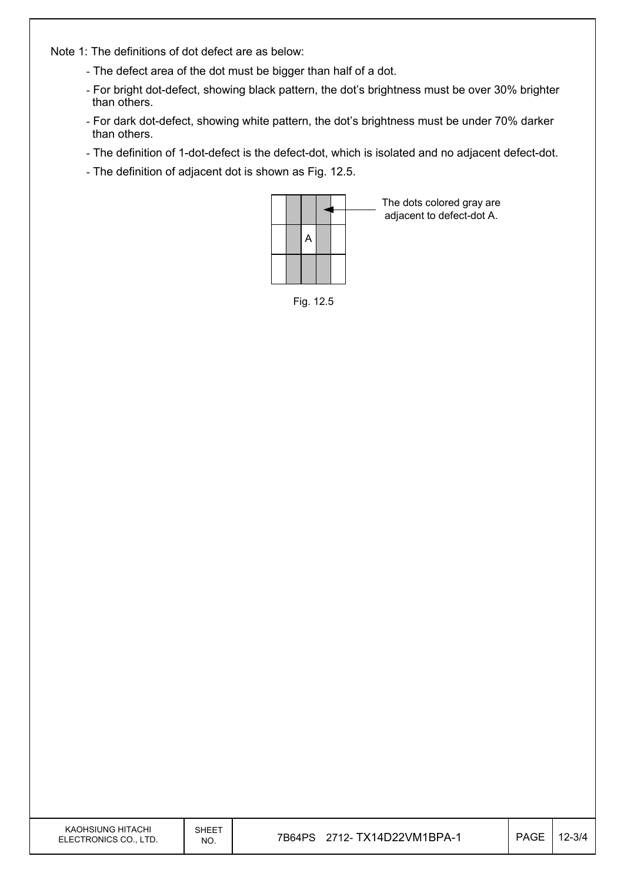Note 1: The definitions of dot defect are as below:

- The defect area of the dot must be bigger than half of a dot.
- For bright dot-defect, showing black pattern, the dot's brightness must be over 30% brighter than others.
- For dark dot-defect, showing white pattern, the dot's brightness must be under 70% darker than others.
- The definition of 1-dot-defect is the defect-dot, which is isolated and no adjacent defect-dot.
- The definition of adjacent dot is shown as Fig. 12.5.

| | | | | |
|---|---|---|---|---|
| | | | | |
| | | A | | |
| | | | | |

The dots colored gray are adjacent to defect-dot A.

Fig. 12.5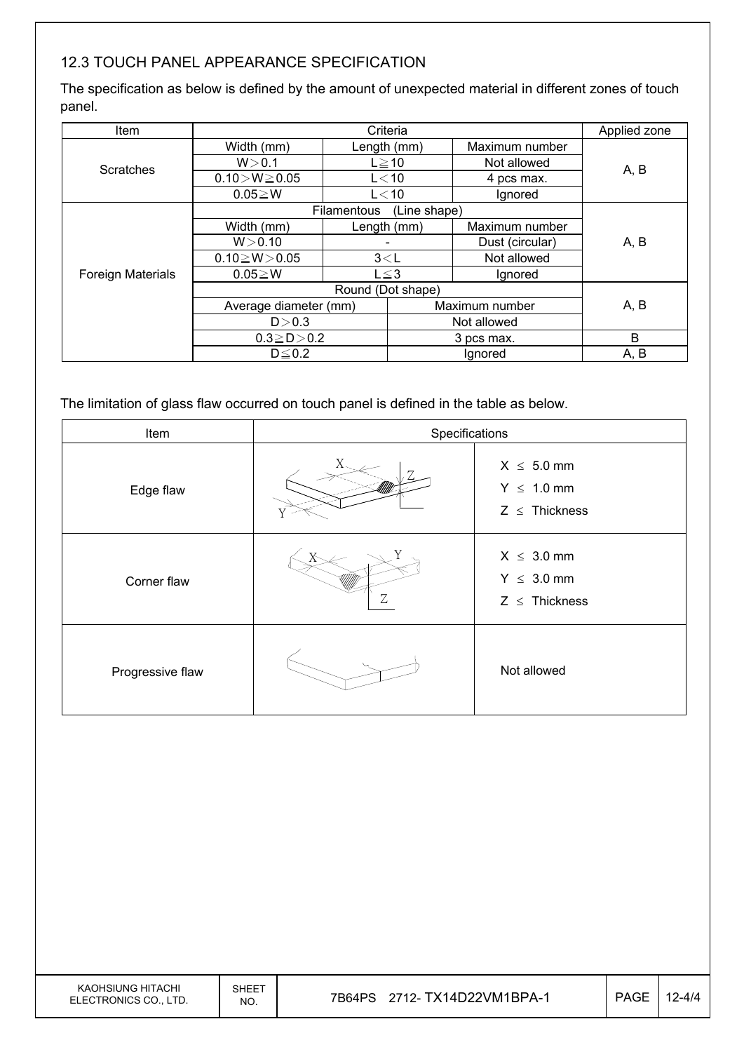## 12.3 TOUCH PANEL APPEARANCE SPECIFICATION

The specification as below is defined by the amount of unexpected material in different zones of touch panel.

| Item | Criteria | | | Applied zone |
|---|---|---|---|---|
| Scratches | Width (mm) | Length (mm) | Maximum number | A, B |
| | W＞0.1 | L≧10 | Not allowed | |
| | 0.10＞W≧0.05 | L＜10 | 4 pcs max. | |
| | 0.05≧W | L＜10 | Ignored | |
| Foreign Materials | Filamentous (Line shape) | | | A, B |
| | Width (mm) | Length (mm) | Maximum number | |
| | W＞0.10 | - | Dust (circular) | |
| | 0.10≧W＞0.05 | 3＜L | Not allowed | |
| | 0.05≧W | L≦3 | Ignored | |
| | Round (Dot shape) | | | A, B |
| | Average diameter (mm) | | Maximum number | |
| | D＞0.3 | | Not allowed | |
| | 0.3≧D＞0.2 | | 3 pcs max. | B |
| | D≦0.2 | | Ignored | A, B |

The limitation of glass flaw occurred on touch panel is defined in the table as below.

| Item | Specifications |
|---|---|
| Edge flaw | $X \leq 5.0$ mm<br>$Y \leq 1.0$ mm<br>$Z \leq$ Thickness |
| Corner flaw | $X \leq 3.0$ mm<br>$Y \leq 3.0$ mm<br>$Z \leq$ Thickness |
| Progressive flaw | Not allowed |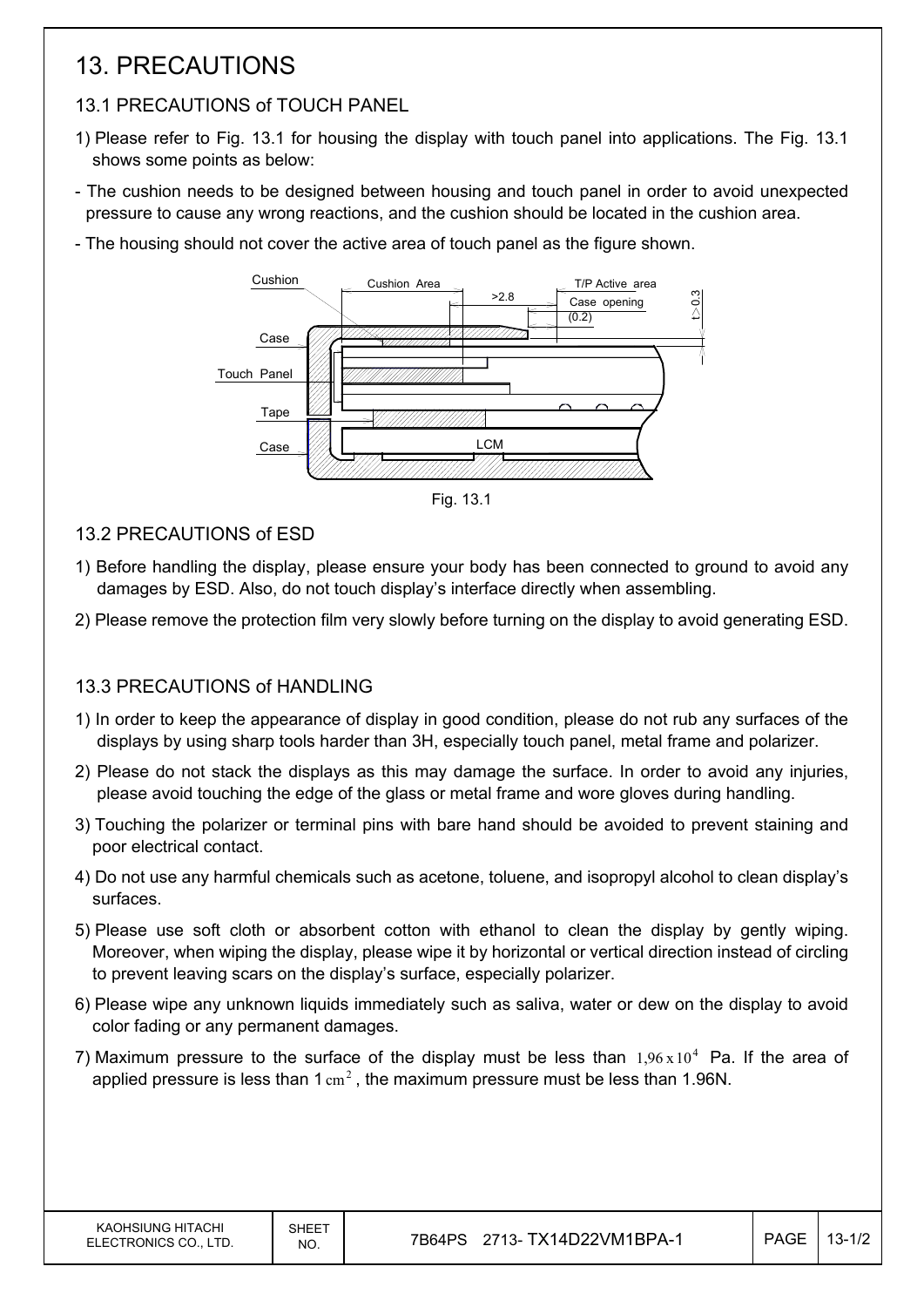# 13. PRECAUTIONS

## 13.1 PRECAUTIONS of TOUCH PANEL

1) Please refer to Fig. 13.1 for housing the display with touch panel into applications. The Fig. 13.1 shows some points as below:

- The cushion needs to be designed between housing and touch panel in order to avoid unexpected pressure to cause any wrong reactions, and the cushion should be located in the cushion area.
- The housing should not cover the active area of touch panel as the figure shown.

Fig. 13.1

## 13.2 PRECAUTIONS of ESD

1) Before handling the display, please ensure your body has been connected to ground to avoid any damages by ESD. Also, do not touch display's interface directly when assembling.
2) Please remove the protection film very slowly before turning on the display to avoid generating ESD.

## 13.3 PRECAUTIONS of HANDLING

1) In order to keep the appearance of display in good condition, please do not rub any surfaces of the displays by using sharp tools harder than 3H, especially touch panel, metal frame and polarizer.
2) Please do not stack the displays as this may damage the surface. In order to avoid any injuries, please avoid touching the edge of the glass or metal frame and wore gloves during handling.
3) Touching the polarizer or terminal pins with bare hand should be avoided to prevent staining and poor electrical contact.
4) Do not use any harmful chemicals such as acetone, toluene, and isopropyl alcohol to clean display's surfaces.
5) Please use soft cloth or absorbent cotton with ethanol to clean the display by gently wiping. Moreover, when wiping the display, please wipe it by horizontal or vertical direction instead of circling to prevent leaving scars on the display's surface, especially polarizer.
6) Please wipe any unknown liquids immediately such as saliva, water or dew on the display to avoid color fading or any permanent damages.
7) Maximum pressure to the surface of the display must be less than $1{,}96 \times 10^4$ Pa. If the area of applied pressure is less than 1 $cm^2$, the maximum pressure must be less than 1.96N.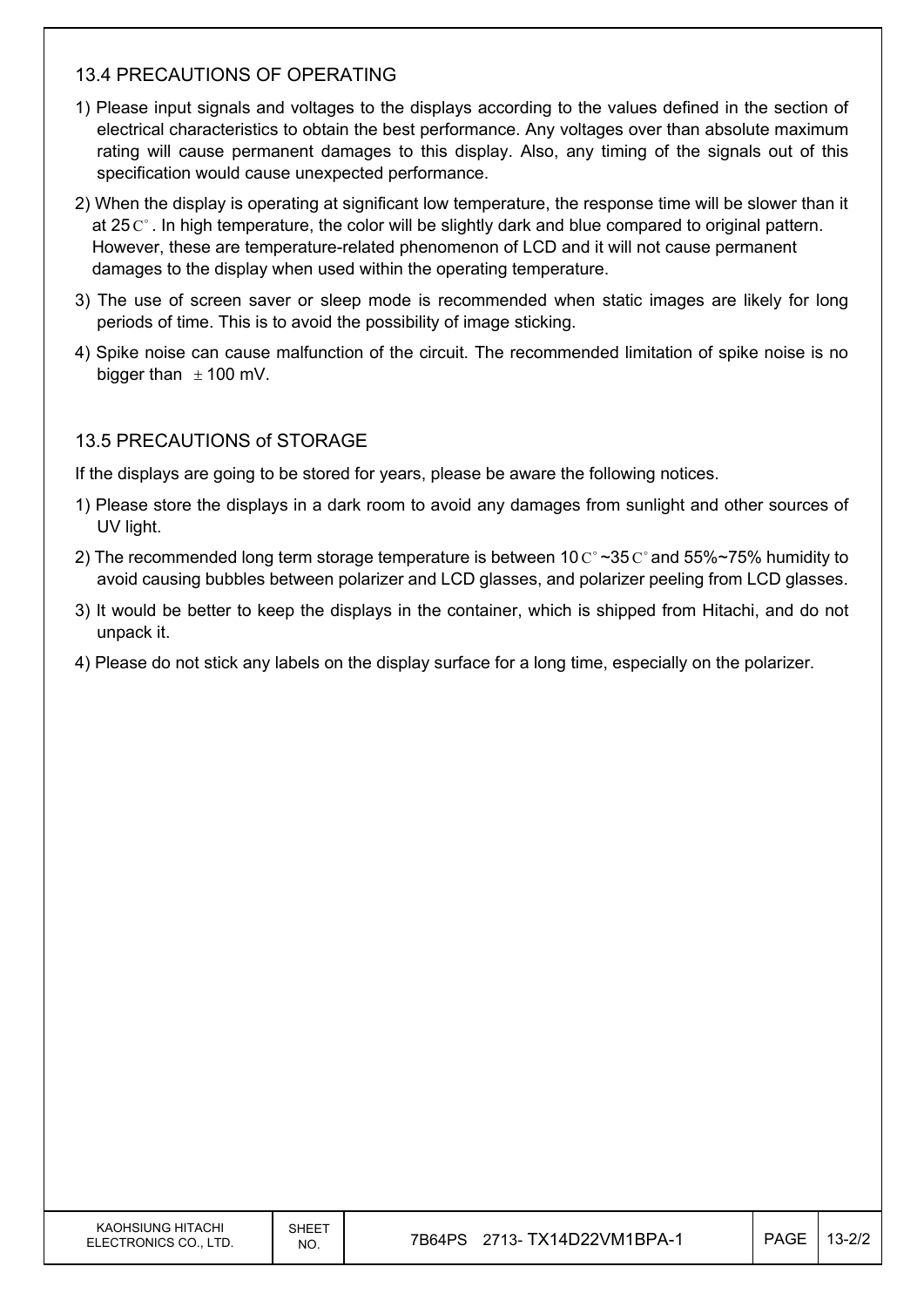### 13.4 PRECAUTIONS OF OPERATING

1) Please input signals and voltages to the displays according to the values defined in the section of electrical characteristics to obtain the best performance. Any voltages over than absolute maximum rating will cause permanent damages to this display. Also, any timing of the signals out of this specification would cause unexpected performance.
2) When the display is operating at significant low temperature, the response time will be slower than it at 25C°. In high temperature, the color will be slightly dark and blue compared to original pattern. However, these are temperature-related phenomenon of LCD and it will not cause permanent damages to the display when used within the operating temperature.
3) The use of screen saver or sleep mode is recommended when static images are likely for long periods of time. This is to avoid the possibility of image sticking.
4) Spike noise can cause malfunction of the circuit. The recommended limitation of spike noise is no bigger than ±100 mV.

### 13.5 PRECAUTIONS of STORAGE

If the displays are going to be stored for years, please be aware the following notices.

1) Please store the displays in a dark room to avoid any damages from sunlight and other sources of UV light.
2) The recommended long term storage temperature is between 10C°~35C° and 55%~75% humidity to avoid causing bubbles between polarizer and LCD glasses, and polarizer peeling from LCD glasses.
3) It would be better to keep the displays in the container, which is shipped from Hitachi, and do not unpack it.
4) Please do not stick any labels on the display surface for a long time, especially on the polarizer.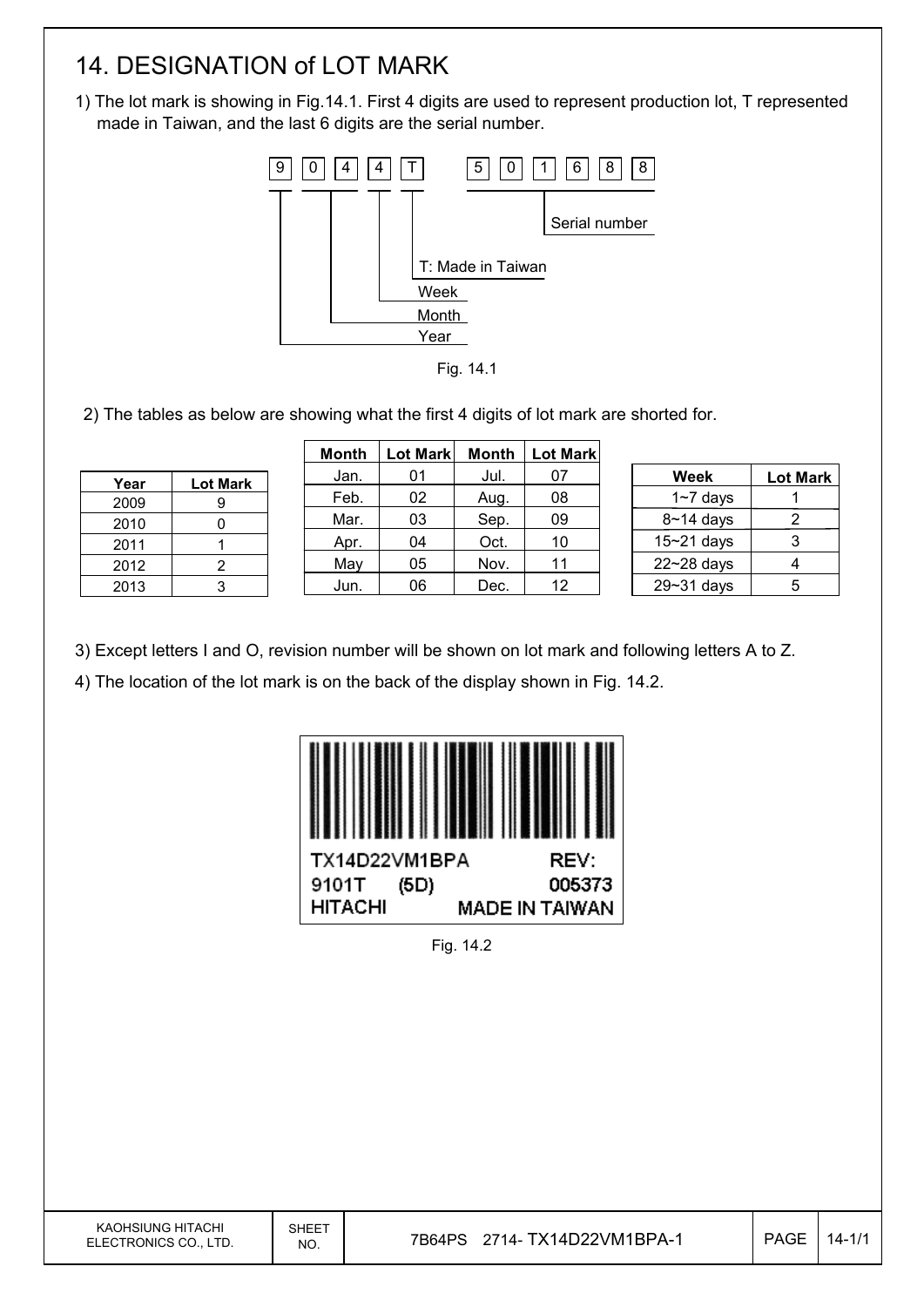# 14. DESIGNATION of LOT MARK

1) The lot mark is showing in Fig.14.1. First 4 digits are used to represent production lot, T represented made in Taiwan, and the last 6 digits are the serial number.

9 0 4 4 T 5 0 1 6 8 8

Serial number

T: Made in Taiwan

Week

Month

Year

Fig. 14.1

2) The tables as below are showing what the first 4 digits of lot mark are shorted for.

| Year | Lot Mark |
|---|---|
| 2009 | 9 |
| 2010 | 0 |
| 2011 | 1 |
| 2012 | 2 |
| 2013 | 3 |

| Month | Lot Mark | Month | Lot Mark |
|---|---|---|---|
| Jan. | 01 | Jul. | 07 |
| Feb. | 02 | Aug. | 08 |
| Mar. | 03 | Sep. | 09 |
| Apr. | 04 | Oct. | 10 |
| May | 05 | Nov. | 11 |
| Jun. | 06 | Dec. | 12 |

| Week | Lot Mark |
|---|---|
| 1~7 days | 1 |
| 8~14 days | 2 |
| 15~21 days | 3 |
| 22~28 days | 4 |
| 29~31 days | 5 |

3) Except letters I and O, revision number will be shown on lot mark and following letters A to Z.

4) The location of the lot mark is on the back of the display shown in Fig. 14.2.

TX14D22VM1BPA REV:

9101T (5D) 005373

HITACHI MADE IN TAIWAN

Fig. 14.2